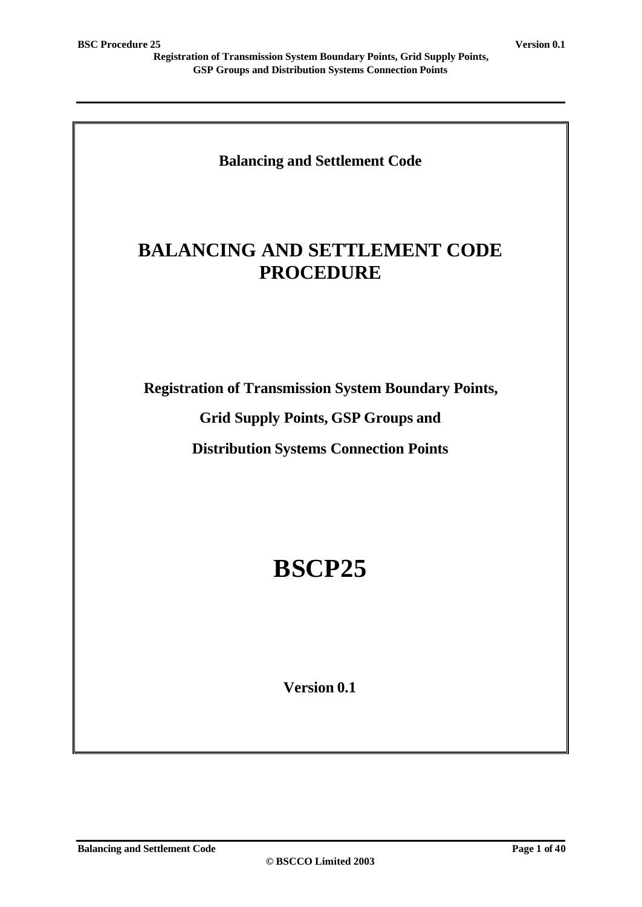**Balancing and Settlement Code**

# BALANCING AND SETTLEMENT CODE PROCEDURE

**Registration of Transmission System Boundary Points,**

**Grid Supply Points, GSP Groups and**

**Distribution Systems Connection Points**

# BSCP25

**Version 0.1**

**© BSCCO Limited 2003**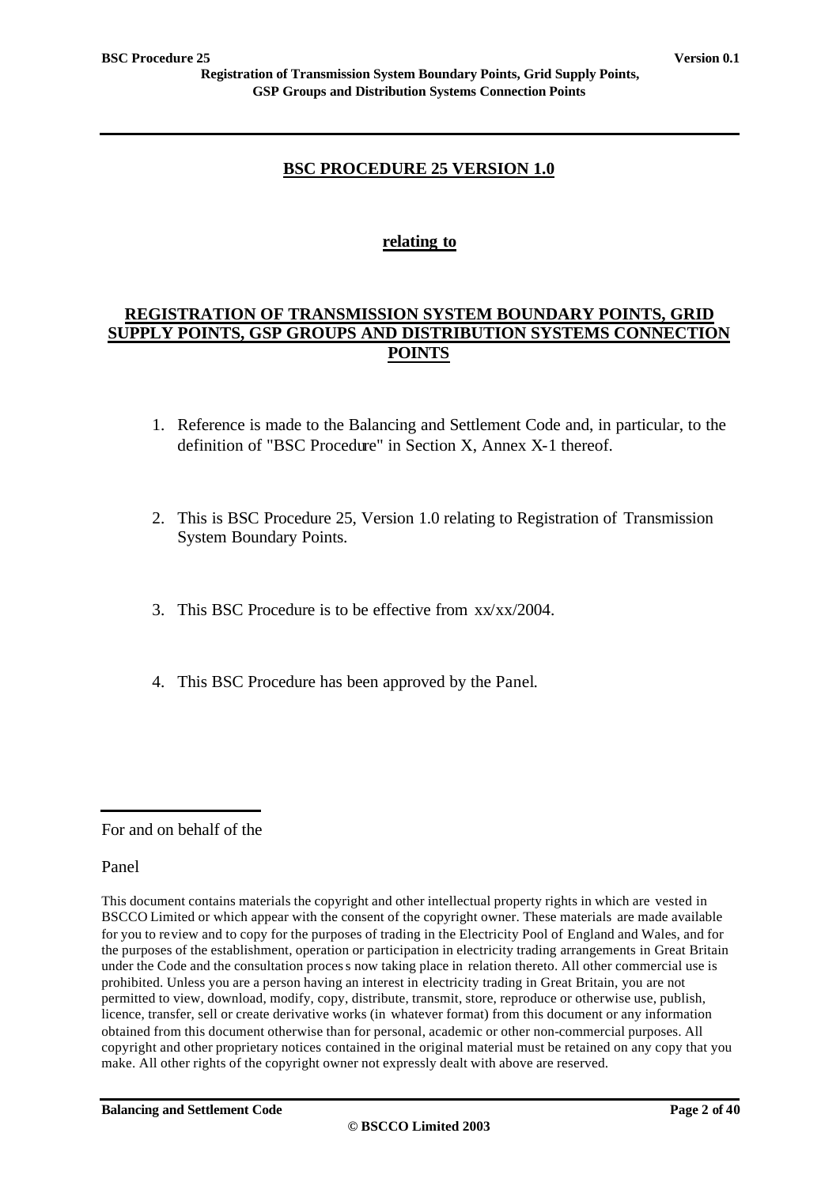# BSC PROCEDURE 25 VERSION 1.0

## relating to

## REGISTRATION OF TRANSMISSION SYSTEM BOUNDARY POINTS, GRID SUPPLY POINTS, GSP GROUPS AND DISTRIBUTION SYSTEMS CONNECTION POINTS

1. Reference is made to the Balancing and Settlement Code and, in particular, to the definition of "BSC Procedure" in Section X, Annex X-1 thereof.

2. This is BSC Procedure 25, Version 1.0 relating to Registration of Transmission System Boundary Points.

3. This BSC Procedure is to be effective from xx/xx/2004.

4. This BSC Procedure has been approved by the Panel.

---

For and on behalf of the

Panel

This document contains materials the copyright and other intellectual property rights in which are vested in BSCCO Limited or which appear with the consent of the copyright owner. These materials are made available for you to review and to copy for the purposes of trading in the Electricity Pool of England and Wales, and for the purposes of the establishment, operation or participation in electricity trading arrangements in Great Britain under the Code and the consultation process now taking place in relation thereto. All other commercial use is prohibited. Unless you are a person having an interest in electricity trading in Great Britain, you are not permitted to view, download, modify, copy, distribute, transmit, store, reproduce or otherwise use, publish, licence, transfer, sell or create derivative works (in whatever format) from this document or any information obtained from this document otherwise than for personal, academic or other non-commercial purposes. All copyright and other proprietary notices contained in the original material must be retained on any copy that you make. All other rights of the copyright owner not expressly dealt with above are reserved.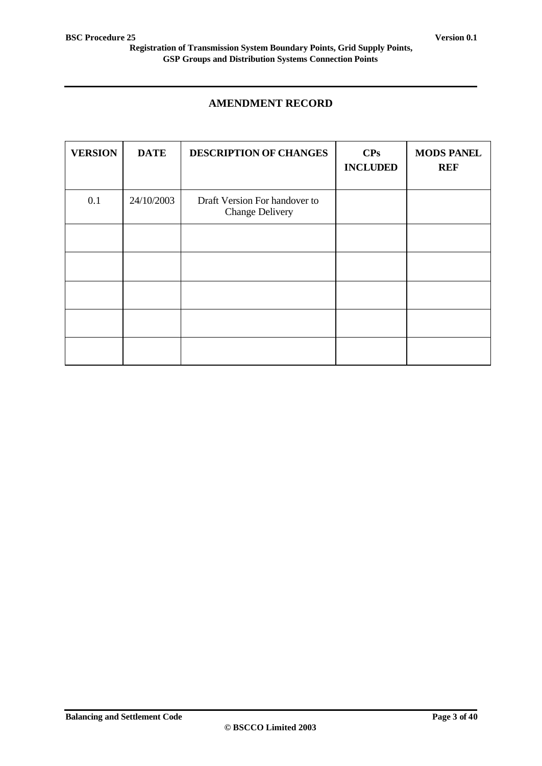## AMENDMENT RECORD

| VERSION | DATE | DESCRIPTION OF CHANGES | CPs INCLUDED | MODS PANEL REF |
|---|---|---|---|---|
| 0.1 | 24/10/2003 | Draft Version For handover to Change Delivery | | |
| | | | | |
| | | | | |
| | | | | |
| | | | | |
| | | | | |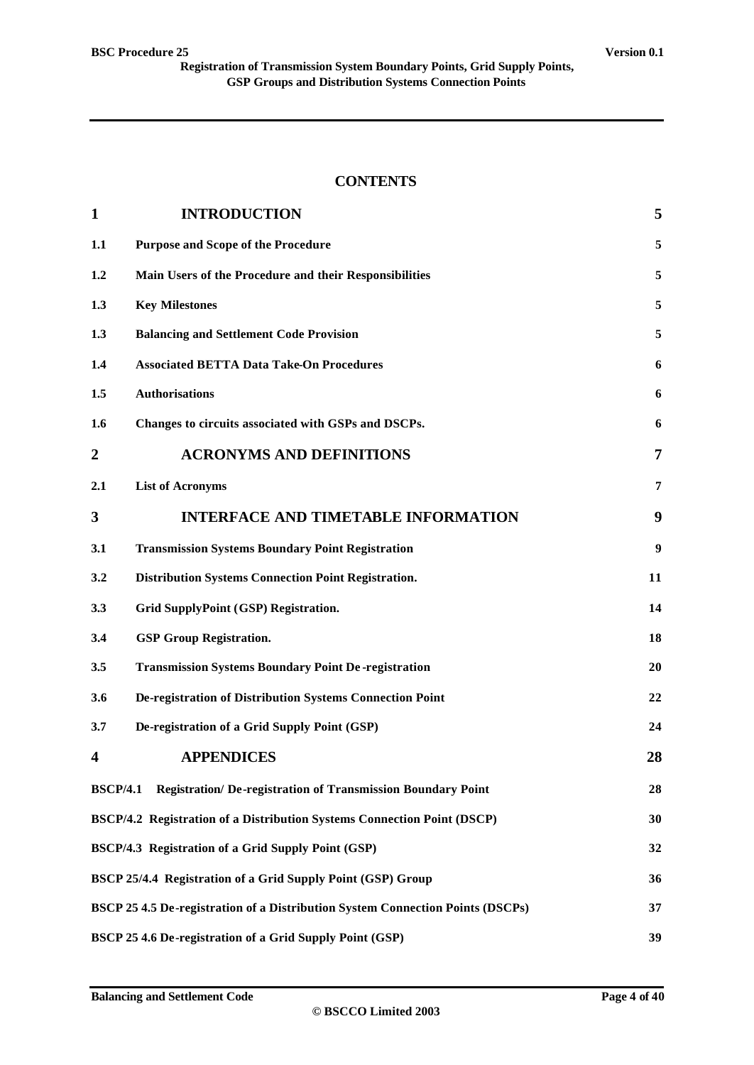## CONTENTS

| | | |
|---|---|---|
| **1** | **INTRODUCTION** | **5** |
| **1.1** | **Purpose and Scope of the Procedure** | **5** |
| **1.2** | **Main Users of the Procedure and their Responsibilities** | **5** |
| **1.3** | **Key Milestones** | **5** |
| **1.3** | **Balancing and Settlement Code Provision** | **5** |
| **1.4** | **Associated BETTA Data Take-On Procedures** | **6** |
| **1.5** | **Authorisations** | **6** |
| **1.6** | **Changes to circuits associated with GSPs and DSCPs.** | **6** |
| **2** | **ACRONYMS AND DEFINITIONS** | **7** |
| **2.1** | **List of Acronyms** | **7** |
| **3** | **INTERFACE AND TIMETABLE INFORMATION** | **9** |
| **3.1** | **Transmission Systems Boundary Point Registration** | **9** |
| **3.2** | **Distribution Systems Connection Point Registration.** | **11** |
| **3.3** | **Grid SupplyPoint (GSP) Registration.** | **14** |
| **3.4** | **GSP Group Registration.** | **18** |
| **3.5** | **Transmission Systems Boundary Point De-registration** | **20** |
| **3.6** | **De-registration of Distribution Systems Connection Point** | **22** |
| **3.7** | **De-registration of a Grid Supply Point (GSP)** | **24** |
| **4** | **APPENDICES** | **28** |
| **BSCP/4.1** | **Registration/ De-registration of Transmission Boundary Point** | **28** |
| **BSCP/4.2 Registration of a Distribution Systems Connection Point (DSCP)** | | **30** |
| **BSCP/4.3 Registration of a Grid Supply Point (GSP)** | | **32** |
| **BSCP 25/4.4 Registration of a Grid Supply Point (GSP) Group** | | **36** |
| **BSCP 25 4.5 De-registration of a Distribution System Connection Points (DSCPs)** | | **37** |
| **BSCP 25 4.6 De-registration of a Grid Supply Point (GSP)** | | **39** |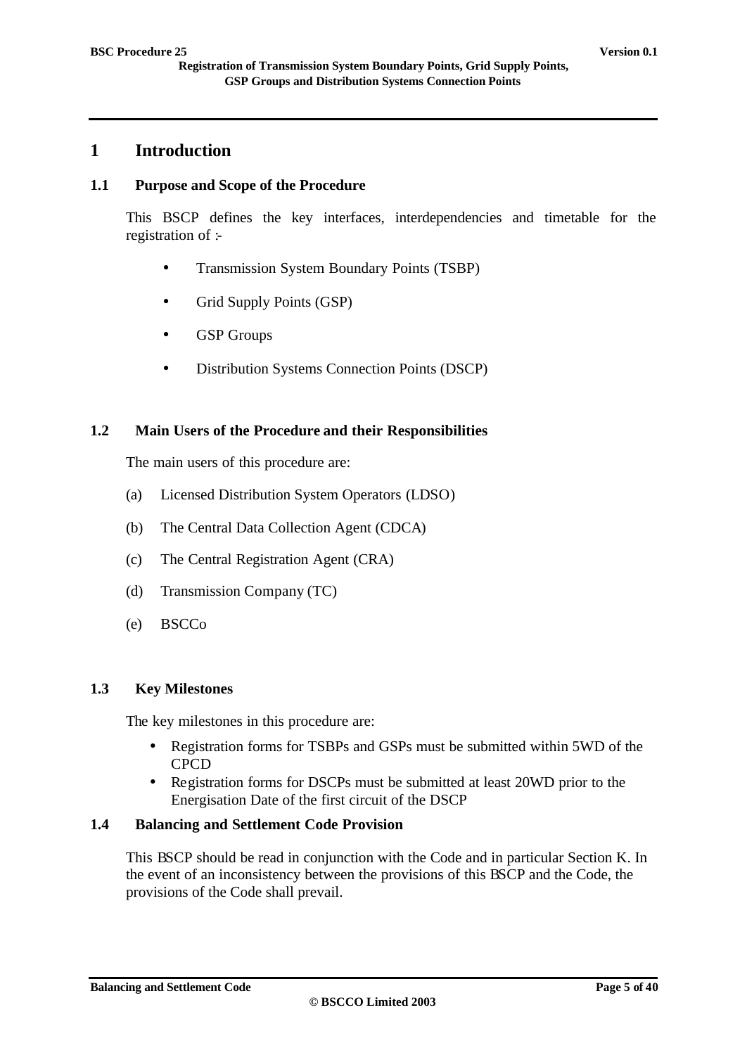# 1 Introduction

## 1.1 Purpose and Scope of the Procedure

This BSCP defines the key interfaces, interdependencies and timetable for the registration of :-

- Transmission System Boundary Points (TSBP)
- Grid Supply Points (GSP)
- GSP Groups
- Distribution Systems Connection Points (DSCP)

## 1.2 Main Users of the Procedure and their Responsibilities

The main users of this procedure are:

(a) Licensed Distribution System Operators (LDSO)

(b) The Central Data Collection Agent (CDCA)

(c) The Central Registration Agent (CRA)

(d) Transmission Company (TC)

(e) BSCCo

## 1.3 Key Milestones

The key milestones in this procedure are:

- Registration forms for TSBPs and GSPs must be submitted within 5WD of the CPCD
- Registration forms for DSCPs must be submitted at least 20WD prior to the Energisation Date of the first circuit of the DSCP

## 1.4 Balancing and Settlement Code Provision

This BSCP should be read in conjunction with the Code and in particular Section K. In the event of an inconsistency between the provisions of this BSCP and the Code, the provisions of the Code shall prevail.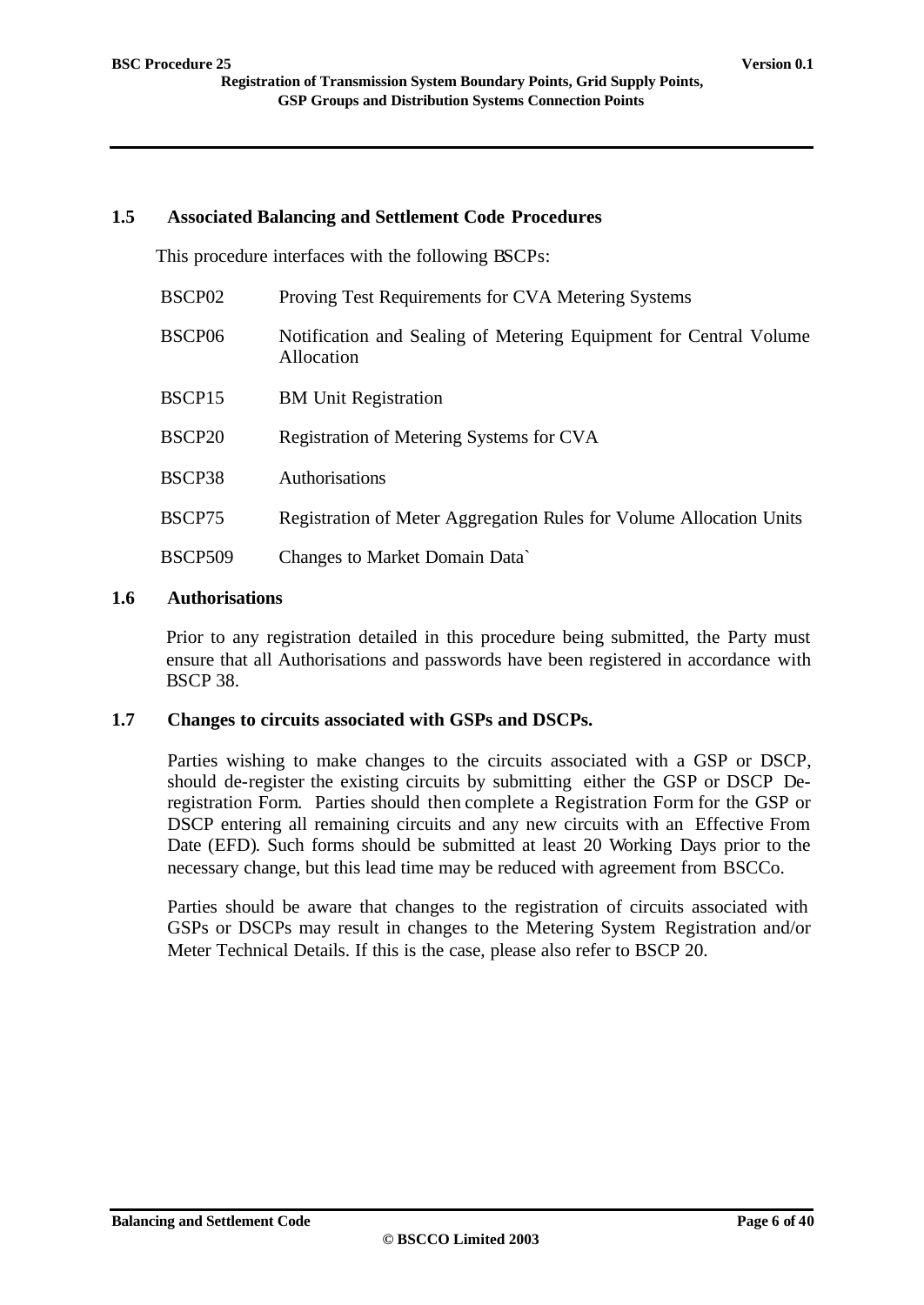## 1.5 Associated Balancing and Settlement Code Procedures

This procedure interfaces with the following BSCPs:

| | |
|---|---|
| BSCP02 | Proving Test Requirements for CVA Metering Systems |
| BSCP06 | Notification and Sealing of Metering Equipment for Central Volume Allocation |
| BSCP15 | BM Unit Registration |
| BSCP20 | Registration of Metering Systems for CVA |
| BSCP38 | Authorisations |
| BSCP75 | Registration of Meter Aggregation Rules for Volume Allocation Units |
| BSCP509 | Changes to Market Domain Data` |

## 1.6 Authorisations

Prior to any registration detailed in this procedure being submitted, the Party must ensure that all Authorisations and passwords have been registered in accordance with BSCP 38.

## 1.7 Changes to circuits associated with GSPs and DSCPs.

Parties wishing to make changes to the circuits associated with a GSP or DSCP, should de-register the existing circuits by submitting either the GSP or DSCP De-registration Form. Parties should then complete a Registration Form for the GSP or DSCP entering all remaining circuits and any new circuits with an Effective From Date (EFD). Such forms should be submitted at least 20 Working Days prior to the necessary change, but this lead time may be reduced with agreement from BSCCo.

Parties should be aware that changes to the registration of circuits associated with GSPs or DSCPs may result in changes to the Metering System Registration and/or Meter Technical Details. If this is the case, please also refer to BSCP 20.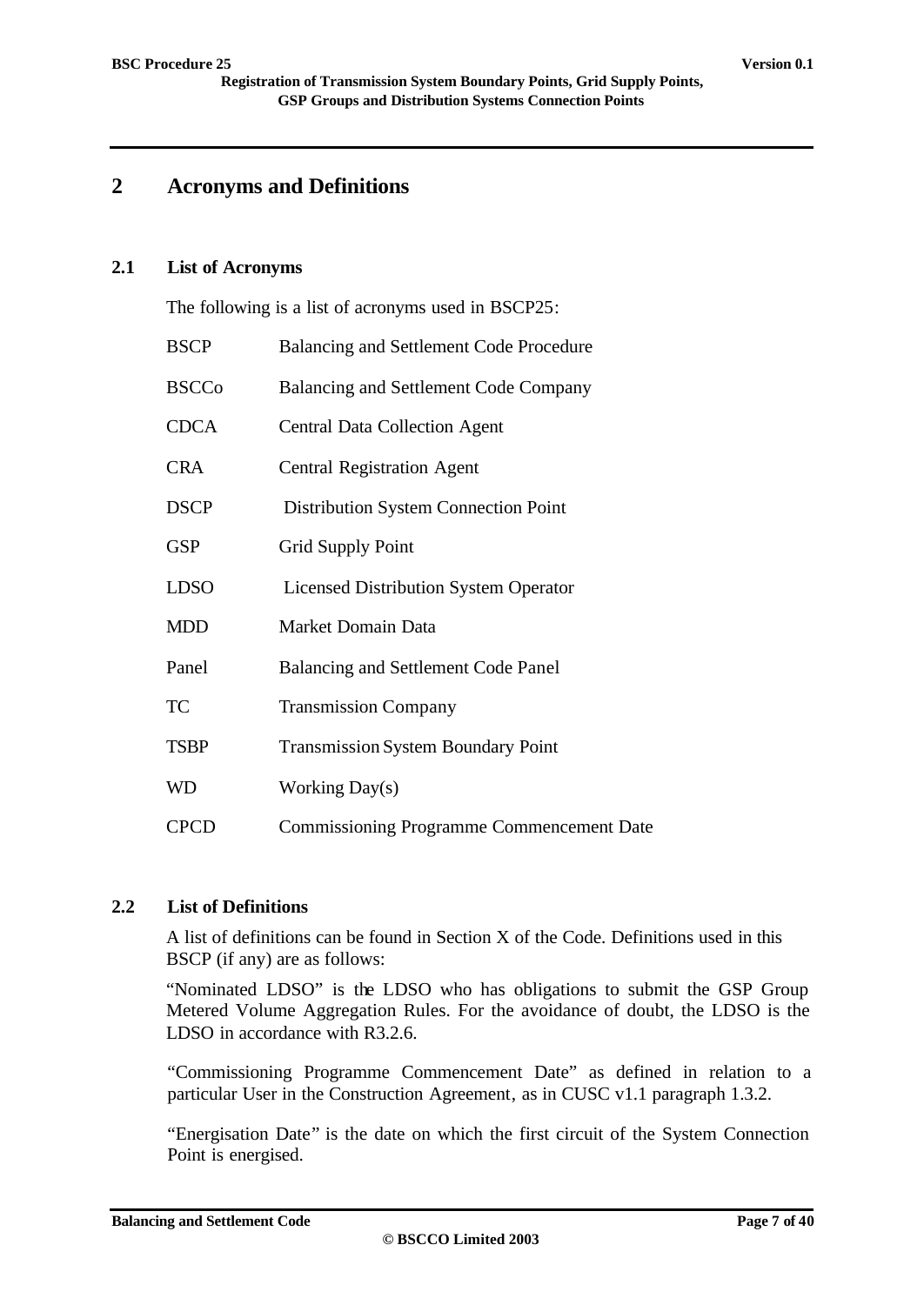# 2 Acronyms and Definitions

## 2.1 List of Acronyms

The following is a list of acronyms used in BSCP25:

| | |
|---|---|
| BSCP | Balancing and Settlement Code Procedure |
| BSCCo | Balancing and Settlement Code Company |
| CDCA | Central Data Collection Agent |
| CRA | Central Registration Agent |
| DSCP | Distribution System Connection Point |
| GSP | Grid Supply Point |
| LDSO | Licensed Distribution System Operator |
| MDD | Market Domain Data |
| Panel | Balancing and Settlement Code Panel |
| TC | Transmission Company |
| TSBP | Transmission System Boundary Point |
| WD | Working Day(s) |
| CPCD | Commissioning Programme Commencement Date |

## 2.2 List of Definitions

A list of definitions can be found in Section X of the Code. Definitions used in this BSCP (if any) are as follows:

"Nominated LDSO" is the LDSO who has obligations to submit the GSP Group Metered Volume Aggregation Rules. For the avoidance of doubt, the LDSO is the LDSO in accordance with R3.2.6.

"Commissioning Programme Commencement Date" as defined in relation to a particular User in the Construction Agreement, as in CUSC v1.1 paragraph 1.3.2.

"Energisation Date" is the date on which the first circuit of the System Connection Point is energised.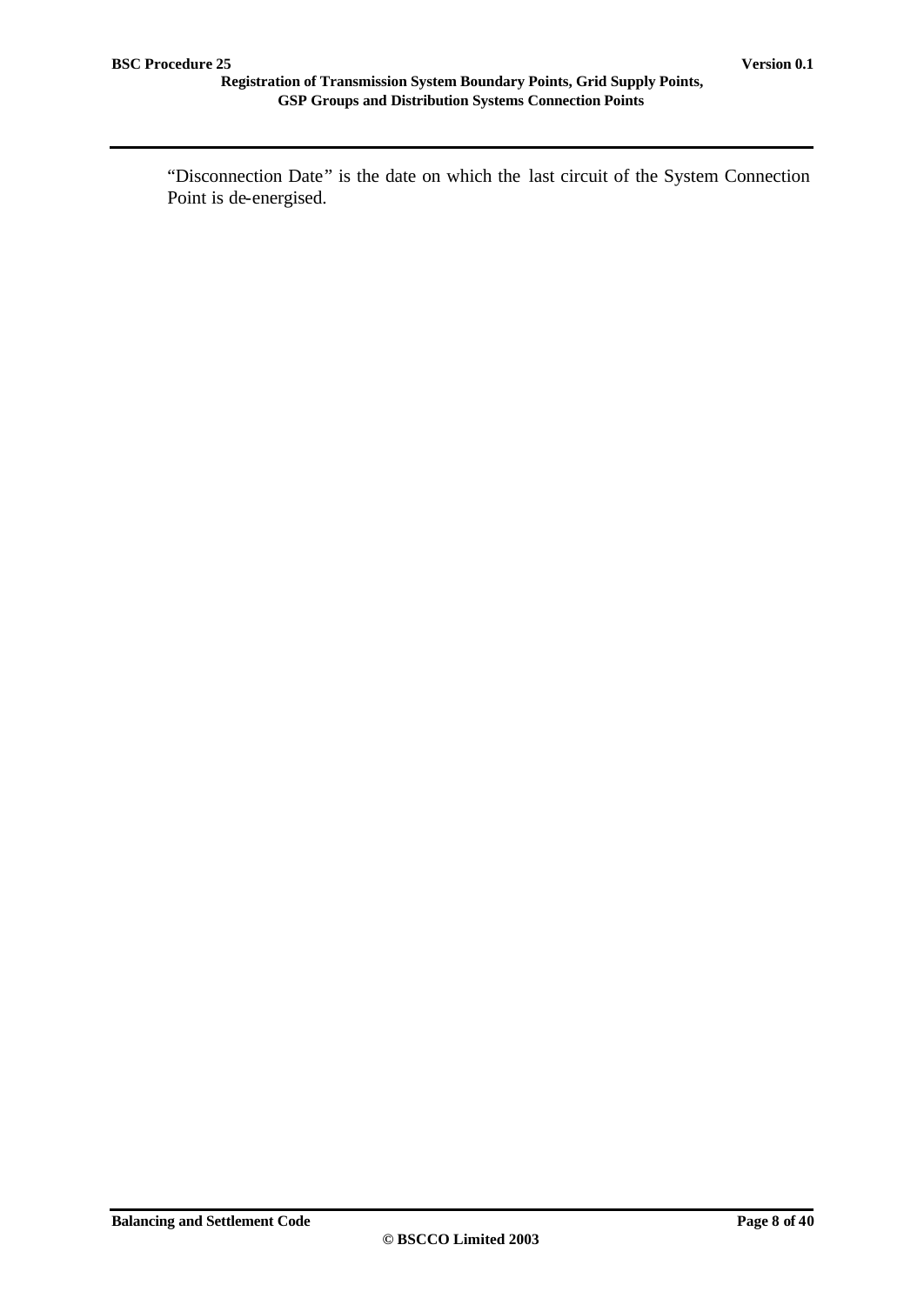"Disconnection Date" is the date on which the last circuit of the System Connection Point is de-energised.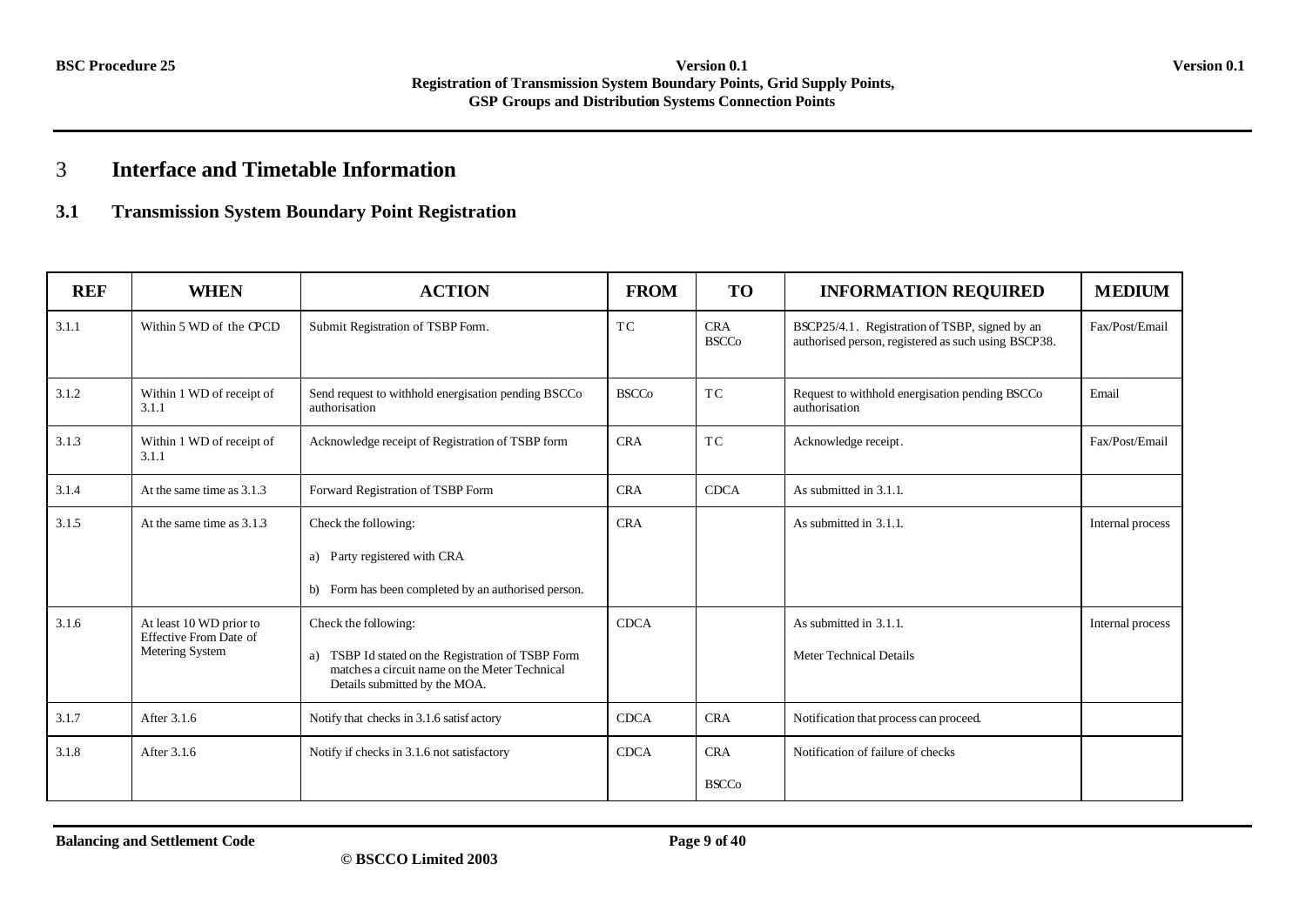# 3 Interface and Timetable Information

## 3.1 Transmission System Boundary Point Registration

| REF | WHEN | ACTION | FROM | TO | INFORMATION REQUIRED | MEDIUM |
|---|---|---|---|---|---|---|
| 3.1.1 | Within 5 WD of the CPCD | Submit Registration of TSBP Form. | TC | CRA<br>BSCCo | BSCP25/4.1. Registration of TSBP, signed by an authorised person, registered as such using BSCP38. | Fax/Post/Email |
| 3.1.2 | Within 1 WD of receipt of 3.1.1 | Send request to withhold energisation pending BSCCo authorisation | BSCCo | TC | Request to withhold energisation pending BSCCo authorisation | Email |
| 3.1.3 | Within 1 WD of receipt of 3.1.1 | Acknowledge receipt of Registration of TSBP form | CRA | TC | Acknowledge receipt. | Fax/Post/Email |
| 3.1.4 | At the same time as 3.1.3 | Forward Registration of TSBP Form | CRA | CDCA | As submitted in 3.1.1. | |
| 3.1.5 | At the same time as 3.1.3 | Check the following:<br><br>a) Party registered with CRA<br><br>b) Form has been completed by an authorised person. | CRA | | As submitted in 3.1.1. | Internal process |
| 3.1.6 | At least 10 WD prior to Effective From Date of Metering System | Check the following:<br><br>a) TSBP Id stated on the Registration of TSBP Form matches a circuit name on the Meter Technical Details submitted by the MOA. | CDCA | | As submitted in 3.1.1.<br><br>Meter Technical Details | Internal process |
| 3.1.7 | After 3.1.6 | Notify that checks in 3.1.6 satisfactory | CDCA | CRA | Notification that process can proceed. | |
| 3.1.8 | After 3.1.6 | Notify if checks in 3.1.6 not satisfactory | CDCA | CRA<br><br>BSCCo | Notification of failure of checks | |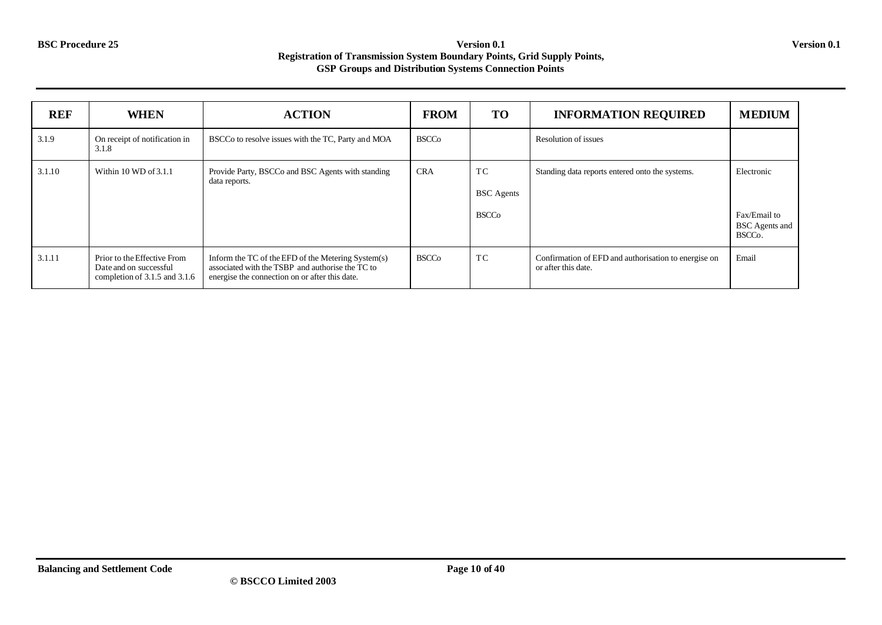| REF | WHEN | ACTION | FROM | TO | INFORMATION REQUIRED | MEDIUM |
|---|---|---|---|---|---|---|
| 3.1.9 | On receipt of notification in 3.1.8 | BSCCo to resolve issues with the TC, Party and MOA | BSCCo | | Resolution of issues | |
| 3.1.10 | Within 10 WD of 3.1.1 | Provide Party, BSCCo and BSC Agents with standing data reports. | CRA | TC<br><br>BSC Agents<br><br>BSCCo | Standing data reports entered onto the systems. | Electronic<br><br>Fax/Email to BSC Agents and BSCCo. |
| 3.1.11 | Prior to the Effective From Date and on successful completion of 3.1.5 and 3.1.6 | Inform the TC of the EFD of the Metering System(s) associated with the TSBP and authorise the TC to energise the connection on or after this date. | BSCCo | TC | Confirmation of EFD and authorisation to energise on or after this date. | Email |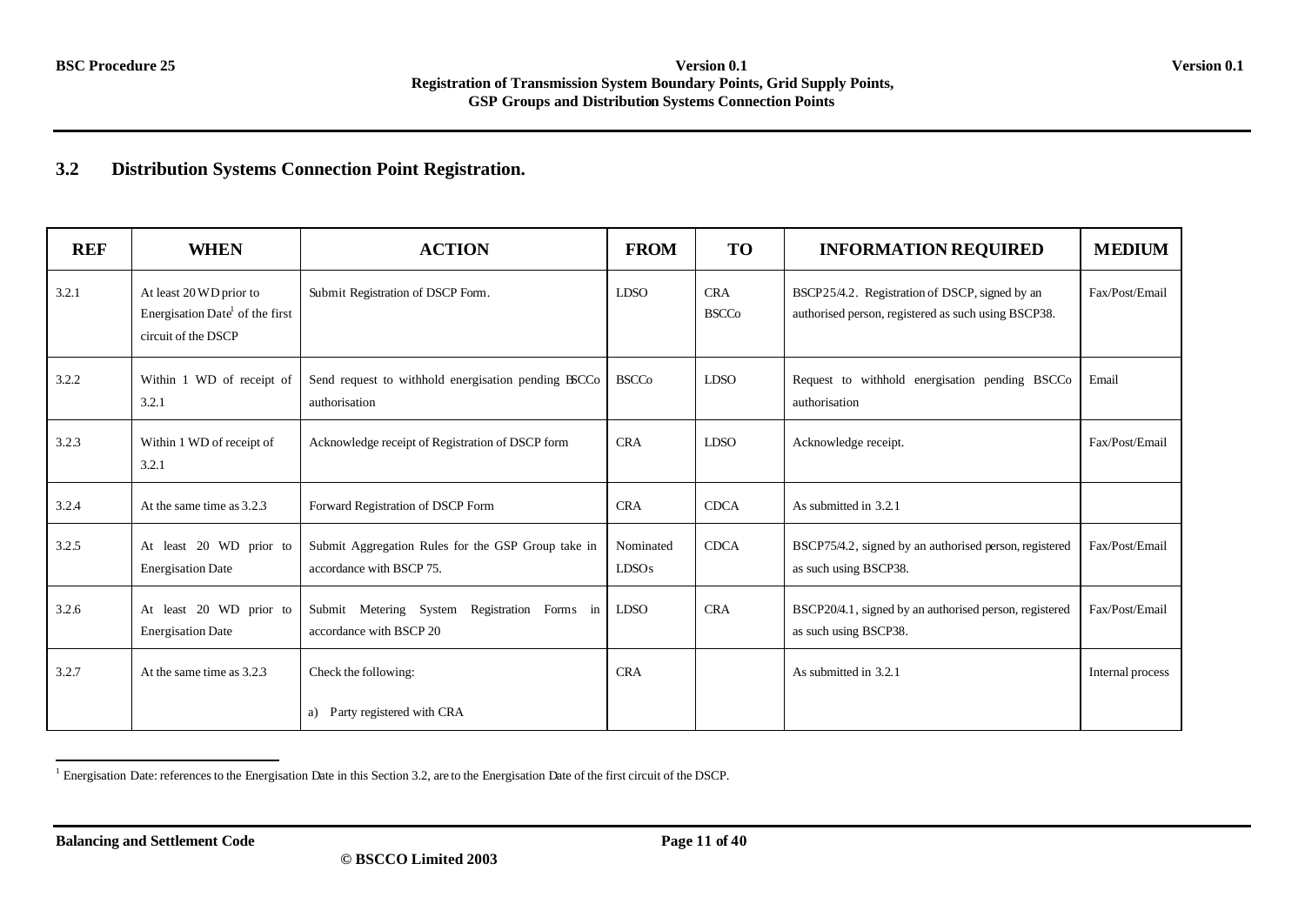### 3.2 Distribution Systems Connection Point Registration.

| REF | WHEN | ACTION | FROM | TO | INFORMATION REQUIRED | MEDIUM |
|---|---|---|---|---|---|---|
| 3.2.1 | At least 20 WD prior to Energisation Date[1] of the first circuit of the DSCP | Submit Registration of DSCP Form. | LDSO | CRA BSCCo | BSCP25/4.2. Registration of DSCP, signed by an authorised person, registered as such using BSCP38. | Fax/Post/Email |
| 3.2.2 | Within 1 WD of receipt of 3.2.1 | Send request to withhold energisation pending BSCCo authorisation | BSCCo | LDSO | Request to withhold energisation pending BSCCo authorisation | Email |
| 3.2.3 | Within 1 WD of receipt of 3.2.1 | Acknowledge receipt of Registration of DSCP form | CRA | LDSO | Acknowledge receipt. | Fax/Post/Email |
| 3.2.4 | At the same time as 3.2.3 | Forward Registration of DSCP Form | CRA | CDCA | As submitted in 3.2.1 | |
| 3.2.5 | At least 20 WD prior to Energisation Date | Submit Aggregation Rules for the GSP Group take in accordance with BSCP 75. | Nominated LDSOs | CDCA | BSCP75/4.2, signed by an authorised person, registered as such using BSCP38. | Fax/Post/Email |
| 3.2.6 | At least 20 WD prior to Energisation Date | Submit Metering System Registration Forms in accordance with BSCP 20 | LDSO | CRA | BSCP20/4.1, signed by an authorised person, registered as such using BSCP38. | Fax/Post/Email |
| 3.2.7 | At the same time as 3.2.3 | Check the following:<br><br>a) Party registered with CRA | CRA | | As submitted in 3.2.1 | Internal process |

[1] Energisation Date: references to the Energisation Date in this Section 3.2, are to the Energisation Date of the first circuit of the DSCP.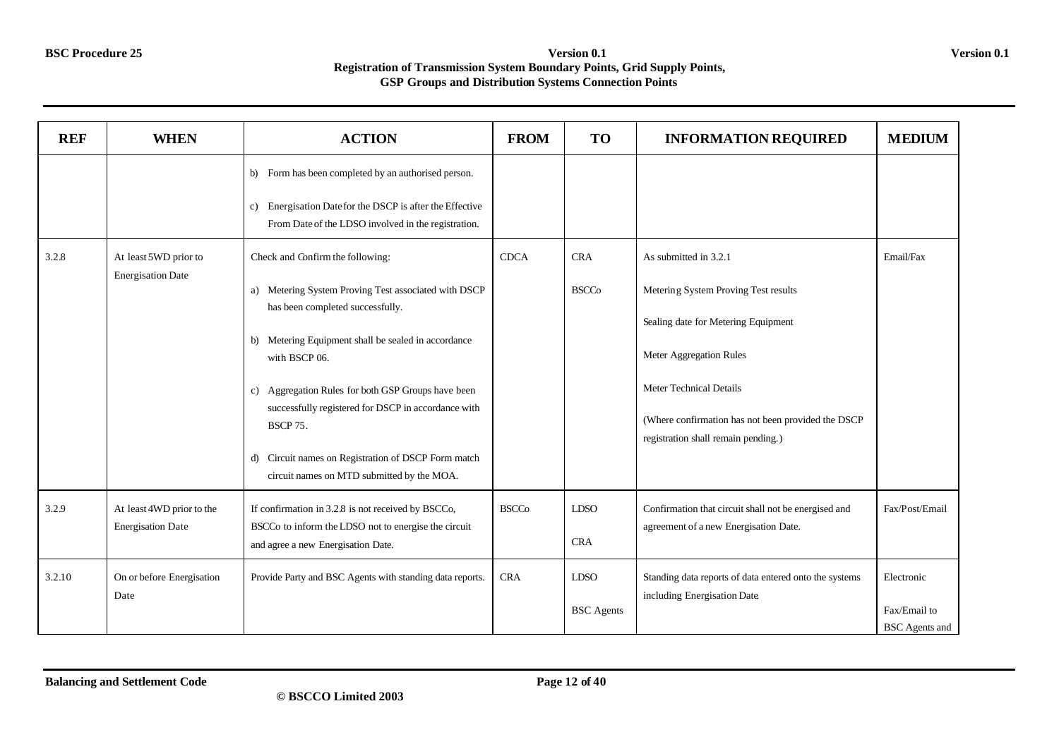| REF | WHEN | ACTION | FROM | TO | INFORMATION REQUIRED | MEDIUM |
|---|---|---|---|---|---|---|
| | | b) Form has been completed by an authorised person.<br><br>c) Energisation Date for the DSCP is after the Effective From Date of the LDSO involved in the registration. | | | | |
| 3.2.8 | At least 5WD prior to Energisation Date | Check and Confirm the following:<br><br>a) Metering System Proving Test associated with DSCP has been completed successfully.<br><br>b) Metering Equipment shall be sealed in accordance with BSCP 06.<br><br>c) Aggregation Rules for both GSP Groups have been successfully registered for DSCP in accordance with BSCP 75.<br><br>d) Circuit names on Registration of DSCP Form match circuit names on MTD submitted by the MOA. | CDCA | CRA<br><br>BSCCo | As submitted in 3.2.1<br><br>Metering System Proving Test results<br><br>Sealing date for Metering Equipment<br><br>Meter Aggregation Rules<br><br>Meter Technical Details<br><br>(Where confirmation has not been provided the DSCP registration shall remain pending.) | Email/Fax |
| 3.2.9 | At least 4WD prior to the Energisation Date | If confirmation in 3.2.8 is not received by BSCCo, BSCCo to inform the LDSO not to energise the circuit and agree a new Energisation Date. | BSCCo | LDSO<br><br>CRA | Confirmation that circuit shall not be energised and agreement of a new Energisation Date. | Fax/Post/Email |
| 3.2.10 | On or before Energisation Date | Provide Party and BSC Agents with standing data reports. | CRA | LDSO<br><br>BSC Agents | Standing data reports of data entered onto the systems including Energisation Date | Electronic<br><br>Fax/Email to BSC Agents and |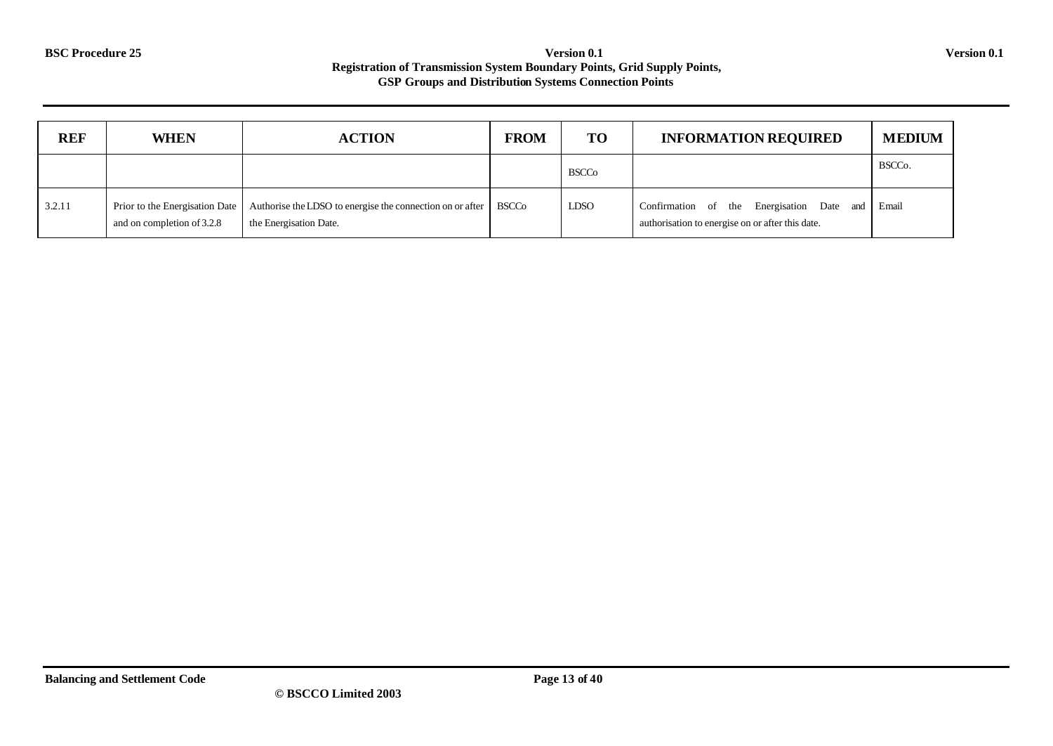| REF | WHEN | ACTION | FROM | TO | INFORMATION REQUIRED | MEDIUM |
|---|---|---|---|---|---|---|
| | | | | BSCCo | | BSCCo. |
| 3.2.11 | Prior to the Energisation Date and on completion of 3.2.8 | Authorise the LDSO to energise the connection on or after the Energisation Date. | BSCCo | LDSO | Confirmation of the Energisation Date and authorisation to energise on or after this date. | Email |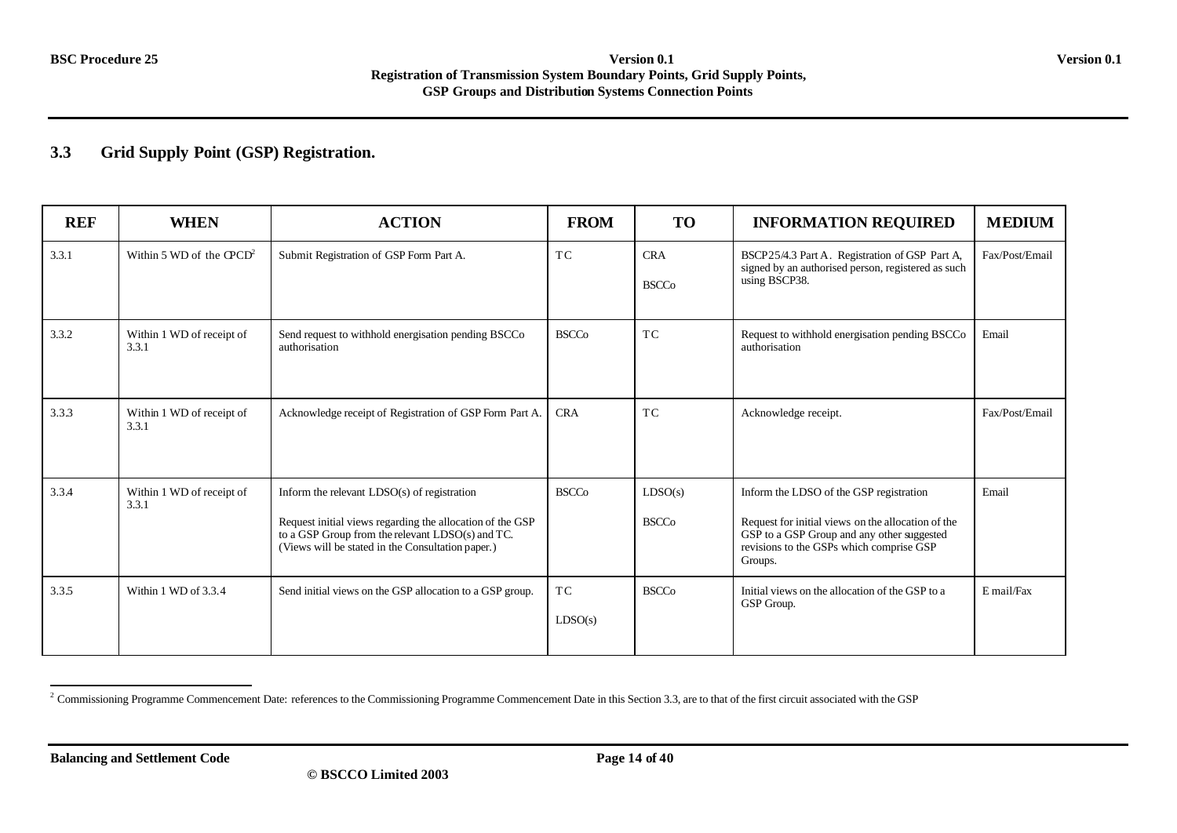## 3.3 Grid Supply Point (GSP) Registration.

| REF | WHEN | ACTION | FROM | TO | INFORMATION REQUIRED | MEDIUM |
|---|---|---|---|---|---|---|
| 3.3.1 | Within 5 WD of the CPCD[2] | Submit Registration of GSP Form Part A. | TC | CRA<br>BSCCo | BSCP25/4.3 Part A. Registration of GSP Part A, signed by an authorised person, registered as such using BSCP38. | Fax/Post/Email |
| 3.3.2 | Within 1 WD of receipt of 3.3.1 | Send request to withhold energisation pending BSCCo authorisation | BSCCo | TC | Request to withhold energisation pending BSCCo authorisation | Email |
| 3.3.3 | Within 1 WD of receipt of 3.3.1 | Acknowledge receipt of Registration of GSP Form Part A. | CRA | TC | Acknowledge receipt. | Fax/Post/Email |
| 3.3.4 | Within 1 WD of receipt of 3.3.1 | Inform the relevant LDSO(s) of registration<br>Request initial views regarding the allocation of the GSP to a GSP Group from the relevant LDSO(s) and TC. (Views will be stated in the Consultation paper.) | BSCCo | LDSO(s)<br>BSCCo | Inform the LDSO of the GSP registration<br>Request for initial views on the allocation of the GSP to a GSP Group and any other suggested revisions to the GSPs which comprise GSP Groups. | Email |
| 3.3.5 | Within 1 WD of 3.3.4 | Send initial views on the GSP allocation to a GSP group. | TC<br>LDSO(s) | BSCCo | Initial views on the allocation of the GSP to a GSP Group. | E mail/Fax |

[2] Commissioning Programme Commencement Date: references to the Commissioning Programme Commencement Date in this Section 3.3, are to that of the first circuit associated with the GSP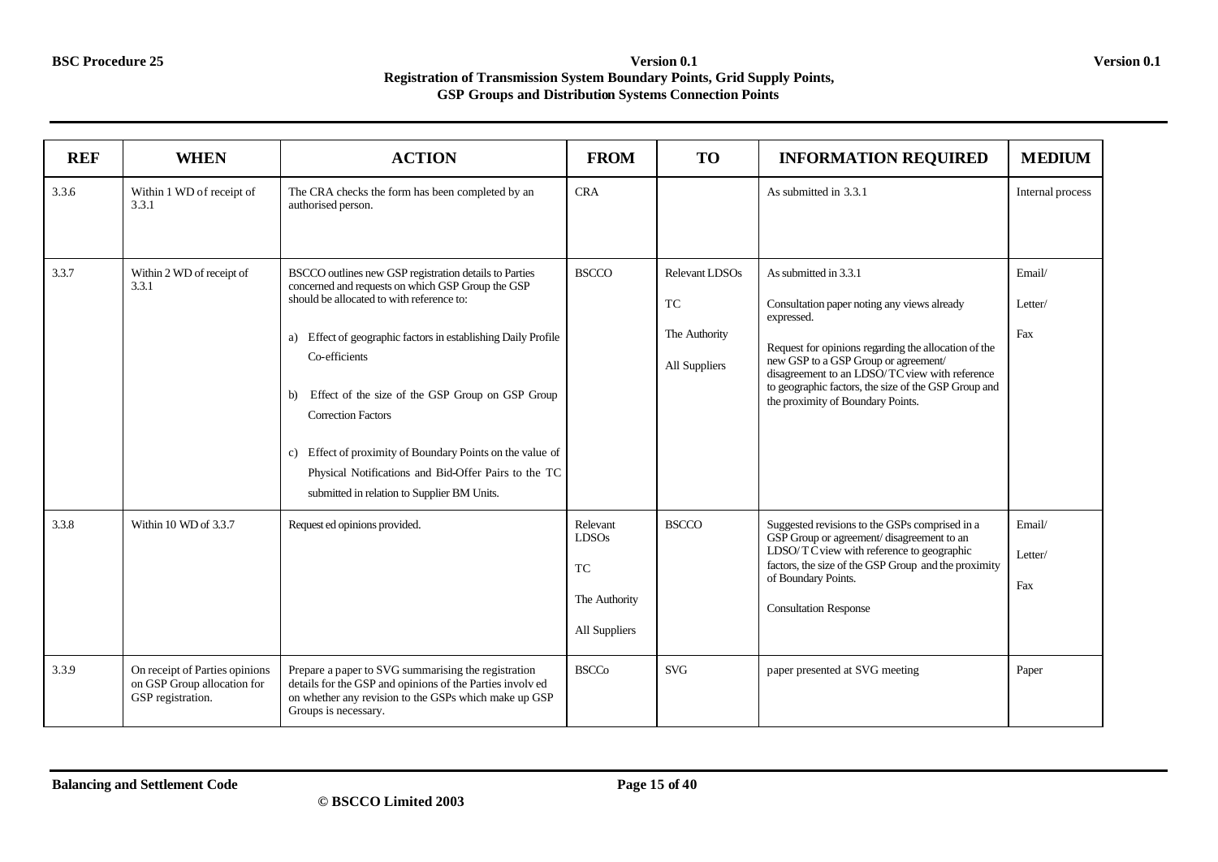| REF | WHEN | ACTION | FROM | TO | INFORMATION REQUIRED | MEDIUM |
|---|---|---|---|---|---|---|
| 3.3.6 | Within 1 WD of receipt of 3.3.1 | The CRA checks the form has been completed by an authorised person. | CRA | | As submitted in 3.3.1 | Internal process |
| 3.3.7 | Within 2 WD of receipt of 3.3.1 | BSCCO outlines new GSP registration details to Parties concerned and requests on which GSP Group the GSP should be allocated to with reference to:<br><br>a) Effect of geographic factors in establishing Daily Profile Co-efficients<br><br>b) Effect of the size of the GSP Group on GSP Group Correction Factors<br><br>c) Effect of proximity of Boundary Points on the value of Physical Notifications and Bid-Offer Pairs to the TC submitted in relation to Supplier BM Units. | BSCCO | Relevant LDSOs<br><br>TC<br><br>The Authority<br><br>All Suppliers | As submitted in 3.3.1<br><br>Consultation paper noting any views already expressed.<br><br>Request for opinions regarding the allocation of the new GSP to a GSP Group or agreement/ disagreement to an LDSO/ TC view with reference to geographic factors, the size of the GSP Group and the proximity of Boundary Points. | Email/<br><br>Letter/<br><br>Fax |
| 3.3.8 | Within 10 WD of 3.3.7 | Requested opinions provided. | Relevant LDSOs<br><br>TC<br><br>The Authority<br><br>All Suppliers | BSCCO | Suggested revisions to the GSPs comprised in a GSP Group or agreement/ disagreement to an LDSO/ TC view with reference to geographic factors, the size of the GSP Group and the proximity of Boundary Points.<br><br>Consultation Response | Email/<br><br>Letter/<br><br>Fax |
| 3.3.9 | On receipt of Parties opinions on GSP Group allocation for GSP registration. | Prepare a paper to SVG summarising the registration details for the GSP and opinions of the Parties involved on whether any revision to the GSPs which make up GSP Groups is necessary. | BSCCo | SVG | paper presented at SVG meeting | Paper |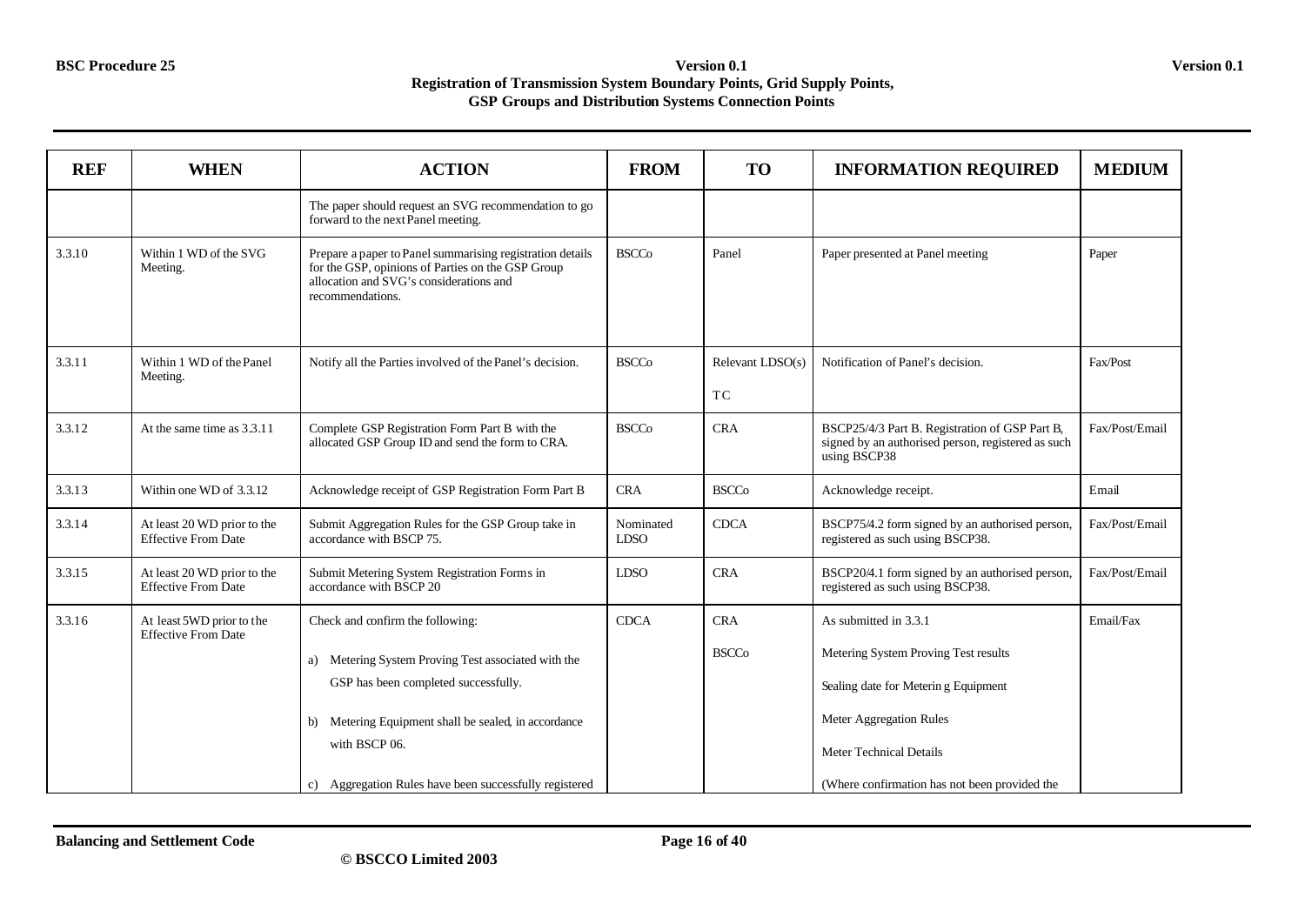| REF | WHEN | ACTION | FROM | TO | INFORMATION REQUIRED | MEDIUM |
|---|---|---|---|---|---|---|
| | | The paper should request an SVG recommendation to go forward to the next Panel meeting. | | | | |
| 3.3.10 | Within 1 WD of the SVG Meeting. | Prepare a paper to Panel summarising registration details for the GSP, opinions of Parties on the GSP Group allocation and SVG's considerations and recommendations. | BSCCo | Panel | Paper presented at Panel meeting | Paper |
| 3.3.11 | Within 1 WD of the Panel Meeting. | Notify all the Parties involved of the Panel's decision. | BSCCo | Relevant LDSO(s) TC | Notification of Panel's decision. | Fax/Post |
| 3.3.12 | At the same time as 3.3.11 | Complete GSP Registration Form Part B with the allocated GSP Group ID and send the form to CRA. | BSCCo | CRA | BSCP25/4/3 Part B. Registration of GSP Part B, signed by an authorised person, registered as such using BSCP38 | Fax/Post/Email |
| 3.3.13 | Within one WD of 3.3.12 | Acknowledge receipt of GSP Registration Form Part B | CRA | BSCCo | Acknowledge receipt. | Email |
| 3.3.14 | At least 20 WD prior to the Effective From Date | Submit Aggregation Rules for the GSP Group take in accordance with BSCP 75. | Nominated LDSO | CDCA | BSCP75/4.2 form signed by an authorised person, registered as such using BSCP38. | Fax/Post/Email |
| 3.3.15 | At least 20 WD prior to the Effective From Date | Submit Metering System Registration Forms in accordance with BSCP 20 | LDSO | CRA | BSCP20/4.1 form signed by an authorised person, registered as such using BSCP38. | Fax/Post/Email |
| 3.3.16 | At least 5WD prior to the Effective From Date | Check and confirm the following:<br><br>a) Metering System Proving Test associated with the GSP has been completed successfully.<br><br>b) Metering Equipment shall be sealed, in accordance with BSCP 06.<br><br>c) Aggregation Rules have been successfully registered | CDCA | CRA<br><br>BSCCo | As submitted in 3.3.1<br><br>Metering System Proving Test results<br><br>Sealing date for Metering Equipment<br><br>Meter Aggregation Rules<br><br>Meter Technical Details<br><br>(Where confirmation has not been provided the | Email/Fax |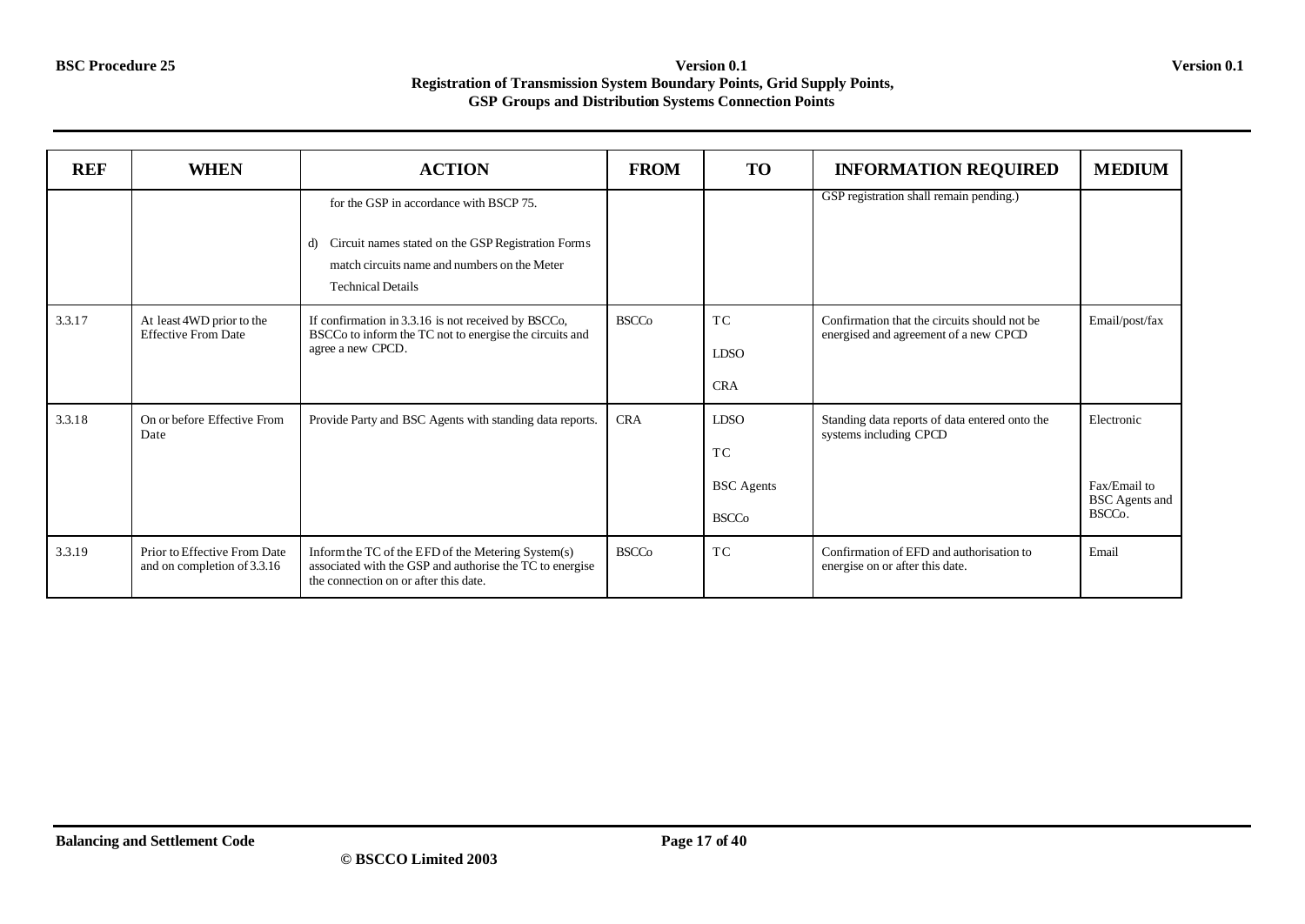| REF | WHEN | ACTION | FROM | TO | INFORMATION REQUIRED | MEDIUM |
|---|---|---|---|---|---|---|
| | | for the GSP in accordance with BSCP 75.<br><br>d) Circuit names stated on the GSP Registration Forms match circuits name and numbers on the Meter Technical Details | | | GSP registration shall remain pending.) | |
| 3.3.17 | At least 4WD prior to the Effective From Date | If confirmation in 3.3.16 is not received by BSCCo, BSCCo to inform the TC not to energise the circuits and agree a new CPCD. | BSCCo | TC<br><br>LDSO<br><br>CRA | Confirmation that the circuits should not be energised and agreement of a new CPCD | Email/post/fax |
| 3.3.18 | On or before Effective From Date | Provide Party and BSC Agents with standing data reports. | CRA | LDSO<br><br>TC<br><br>BSC Agents<br><br>BSCCo | Standing data reports of data entered onto the systems including CPCD | Electronic<br><br>Fax/Email to BSC Agents and BSCCo. |
| 3.3.19 | Prior to Effective From Date and on completion of 3.3.16 | Inform the TC of the EFD of the Metering System(s) associated with the GSP and authorise the TC to energise the connection on or after this date. | BSCCo | TC | Confirmation of EFD and authorisation to energise on or after this date. | Email |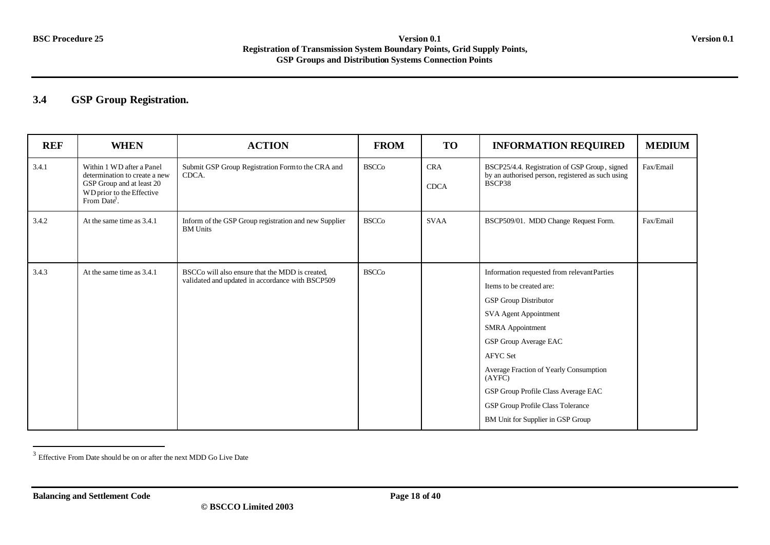## 3.4 GSP Group Registration.

| REF | WHEN | ACTION | FROM | TO | INFORMATION REQUIRED | MEDIUM |
|---|---|---|---|---|---|---|
| 3.4.1 | Within 1 WD after a Panel determination to create a new GSP Group and at least 20 WD prior to the Effective From Date[3]. | Submit GSP Group Registration Form to the CRA and CDCA. | BSCCo | CRA<br>CDCA | BSCP25/4.4. Registration of GSP Group, signed by an authorised person, registered as such using BSCP38 | Fax/Email |
| 3.4.2 | At the same time as 3.4.1 | Inform of the GSP Group registration and new Supplier BM Units | BSCCo | SVAA | BSCP509/01. MDD Change Request Form. | Fax/Email |
| 3.4.3 | At the same time as 3.4.1 | BSCCo will also ensure that the MDD is created, validated and updated in accordance with BSCP509 | BSCCo | | Information requested from relevant Parties<br>Items to be created are:<br>GSP Group Distributor<br>SVA Agent Appointment<br>SMRA Appointment<br>GSP Group Average EAC<br>AFYC Set<br>Average Fraction of Yearly Consumption (AYFC)<br>GSP Group Profile Class Average EAC<br>GSP Group Profile Class Tolerance<br>BM Unit for Supplier in GSP Group | |

[3] Effective From Date should be on or after the next MDD Go Live Date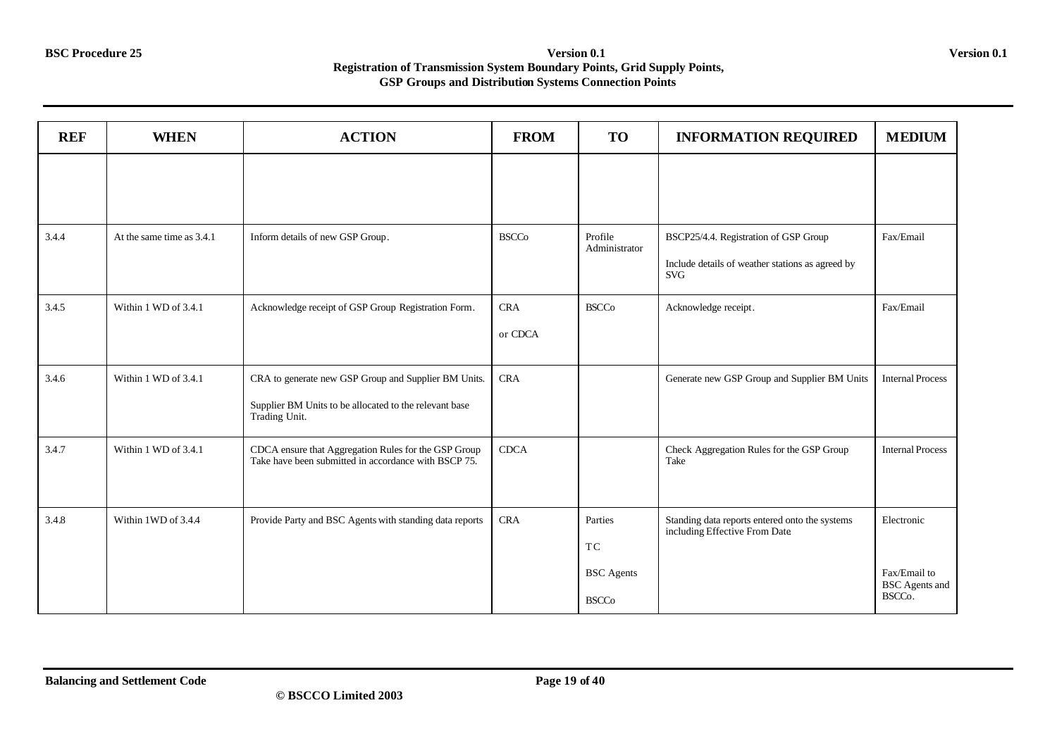| REF | WHEN | ACTION | FROM | TO | INFORMATION REQUIRED | MEDIUM |
|---|---|---|---|---|---|---|
| | | | | | | |
| 3.4.4 | At the same time as 3.4.1 | Inform details of new GSP Group. | BSCCo | Profile Administrator | BSCP25/4.4. Registration of GSP Group<br><br>Include details of weather stations as agreed by SVG | Fax/Email |
| 3.4.5 | Within 1 WD of 3.4.1 | Acknowledge receipt of GSP Group Registration Form. | CRA<br><br>or CDCA | BSCCo | Acknowledge receipt. | Fax/Email |
| 3.4.6 | Within 1 WD of 3.4.1 | CRA to generate new GSP Group and Supplier BM Units.<br><br>Supplier BM Units to be allocated to the relevant base Trading Unit. | CRA | | Generate new GSP Group and Supplier BM Units | Internal Process |
| 3.4.7 | Within 1 WD of 3.4.1 | CDCA ensure that Aggregation Rules for the GSP Group Take have been submitted in accordance with BSCP 75. | CDCA | | Check Aggregation Rules for the GSP Group Take | Internal Process |
| 3.4.8 | Within 1WD of 3.4.4 | Provide Party and BSC Agents with standing data reports | CRA | Parties<br><br>TC<br><br>BSC Agents<br><br>BSCCo | Standing data reports entered onto the systems including Effective From Date | Electronic<br><br>Fax/Email to BSC Agents and BSCCo. |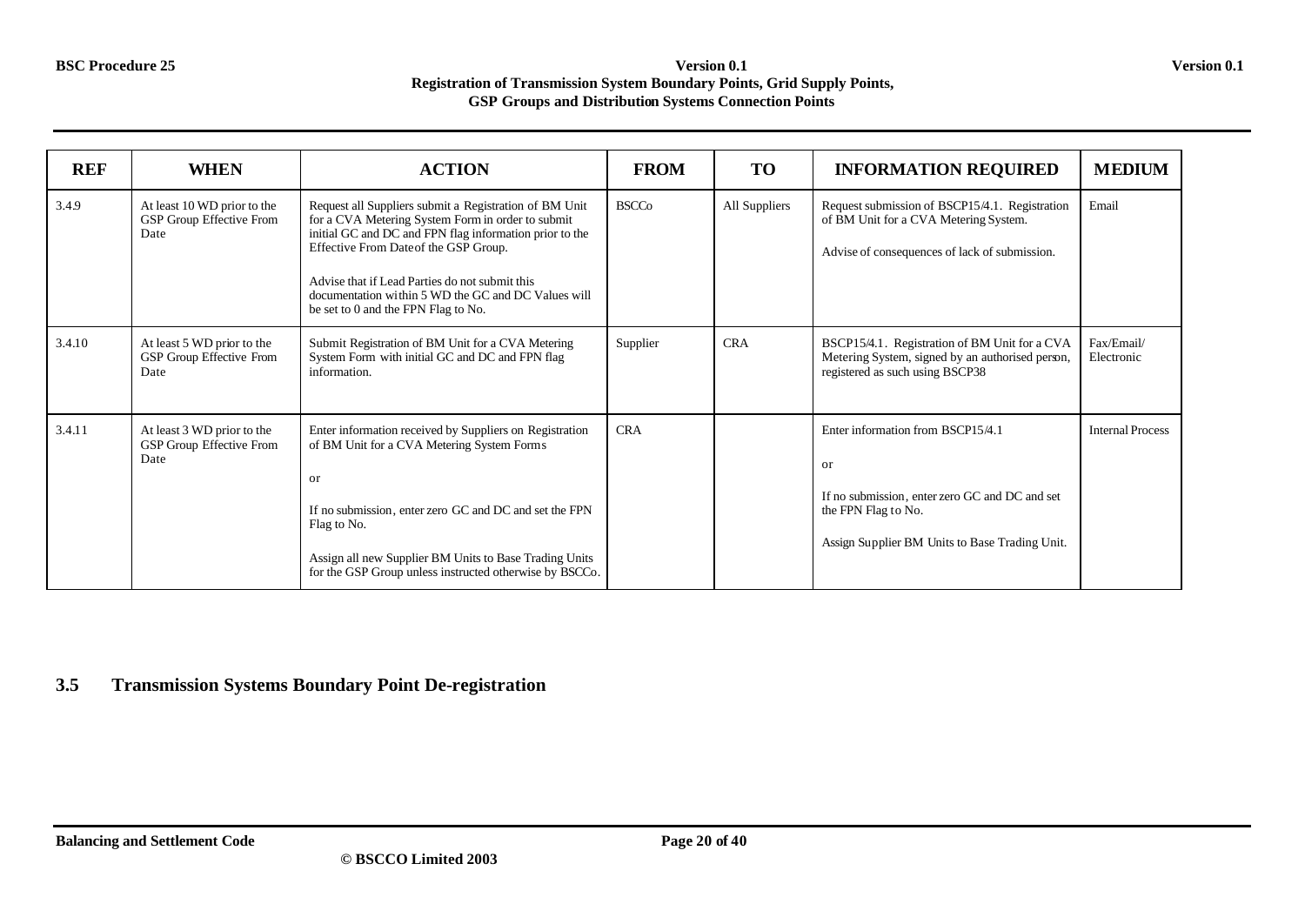| REF | WHEN | ACTION | FROM | TO | INFORMATION REQUIRED | MEDIUM |
|---|---|---|---|---|---|---|
| 3.4.9 | At least 10 WD prior to the GSP Group Effective From Date | Request all Suppliers submit a Registration of BM Unit for a CVA Metering System Form in order to submit initial GC and DC and FPN flag information prior to the Effective From Date of the GSP Group.<br><br>Advise that if Lead Parties do not submit this documentation within 5 WD the GC and DC Values will be set to 0 and the FPN Flag to No. | BSCCo | All Suppliers | Request submission of BSCP15/4.1. Registration of BM Unit for a CVA Metering System.<br><br>Advise of consequences of lack of submission. | Email |
| 3.4.10 | At least 5 WD prior to the GSP Group Effective From Date | Submit Registration of BM Unit for a CVA Metering System Form with initial GC and DC and FPN flag information. | Supplier | CRA | BSCP15/4.1. Registration of BM Unit for a CVA Metering System, signed by an authorised person, registered as such using BSCP38 | Fax/Email/ Electronic |
| 3.4.11 | At least 3 WD prior to the GSP Group Effective From Date | Enter information received by Suppliers on Registration of BM Unit for a CVA Metering System Forms<br><br>or<br><br>If no submission, enter zero GC and DC and set the FPN Flag to No.<br><br>Assign all new Supplier BM Units to Base Trading Units for the GSP Group unless instructed otherwise by BSCCo. | CRA | | Enter information from BSCP15/4.1<br><br>or<br><br>If no submission, enter zero GC and DC and set the FPN Flag to No.<br><br>Assign Supplier BM Units to Base Trading Unit. | Internal Process |

## 3.5 Transmission Systems Boundary Point De-registration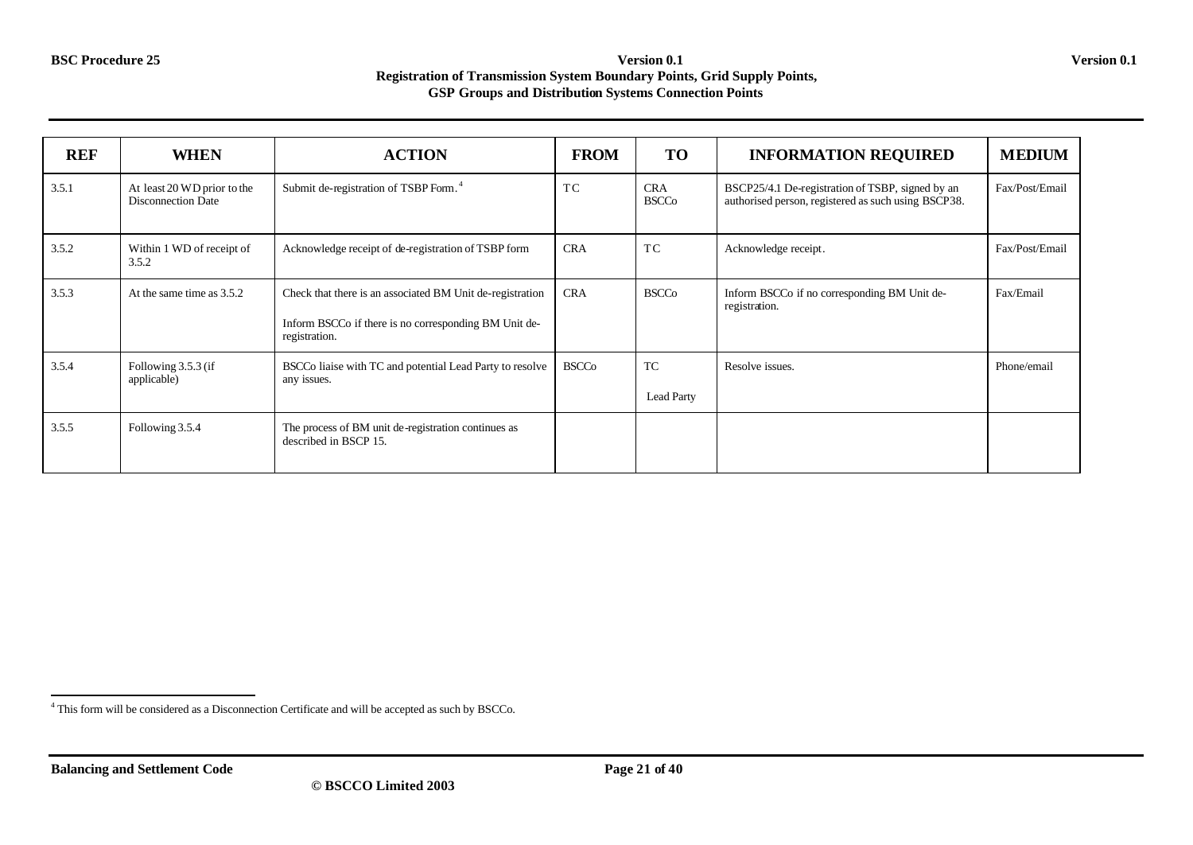| REF | WHEN | ACTION | FROM | TO | INFORMATION REQUIRED | MEDIUM |
|---|---|---|---|---|---|---|
| 3.5.1 | At least 20 WD prior to the Disconnection Date | Submit de-registration of TSBP Form.[4] | TC | CRA BSCCo | BSCP25/4.1 De-registration of TSBP, signed by an authorised person, registered as such using BSCP38. | Fax/Post/Email |
| 3.5.2 | Within 1 WD of receipt of 3.5.2 | Acknowledge receipt of de-registration of TSBP form | CRA | TC | Acknowledge receipt. | Fax/Post/Email |
| 3.5.3 | At the same time as 3.5.2 | Check that there is an associated BM Unit de-registration<br><br>Inform BSCCo if there is no corresponding BM Unit de-registration. | CRA | BSCCo | Inform BSCCo if no corresponding BM Unit de-registration. | Fax/Email |
| 3.5.4 | Following 3.5.3 (if applicable) | BSCCo liaise with TC and potential Lead Party to resolve any issues. | BSCCo | TC<br><br>Lead Party | Resolve issues. | Phone/email |
| 3.5.5 | Following 3.5.4 | The process of BM unit de-registration continues as described in BSCP 15. | | | | |

[4] This form will be considered as a Disconnection Certificate and will be accepted as such by BSCCo.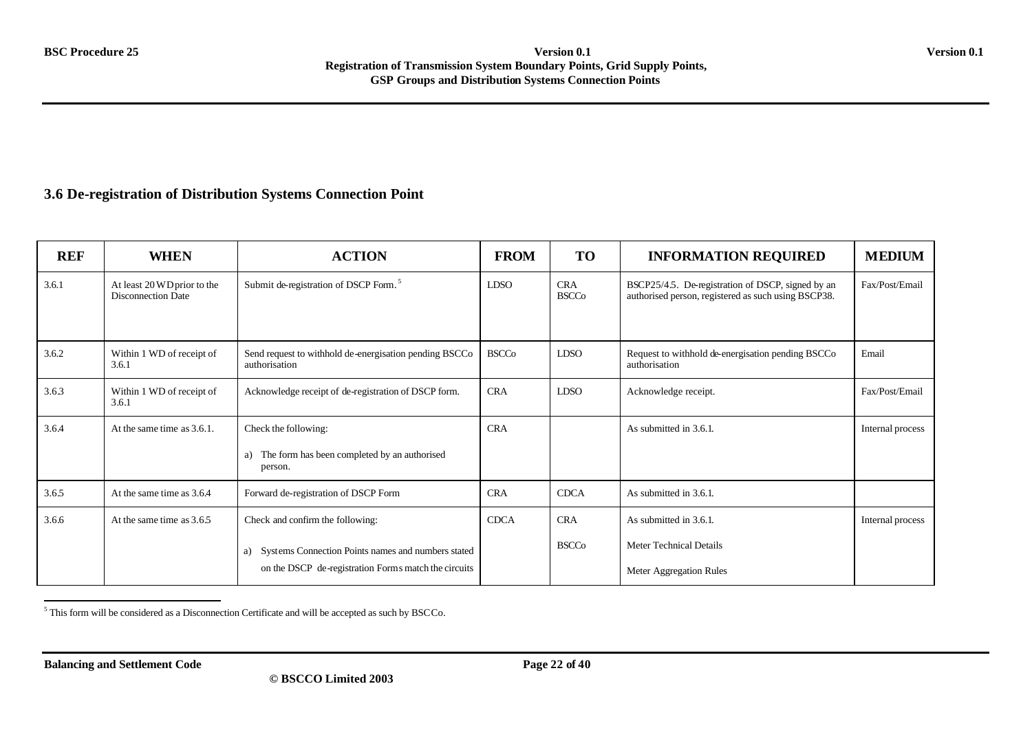### 3.6 De-registration of Distribution Systems Connection Point

| REF | WHEN | ACTION | FROM | TO | INFORMATION REQUIRED | MEDIUM |
|---|---|---|---|---|---|---|
| 3.6.1 | At least 20 WD prior to the Disconnection Date | Submit de-registration of DSCP Form.[5] | LDSO | CRA<br>BSCCo | BSCP25/4.5. De-registration of DSCP, signed by an authorised person, registered as such using BSCP38. | Fax/Post/Email |
| 3.6.2 | Within 1 WD of receipt of 3.6.1 | Send request to withhold de-energisation pending BSCCo authorisation | BSCCo | LDSO | Request to withhold de-energisation pending BSCCo authorisation | Email |
| 3.6.3 | Within 1 WD of receipt of 3.6.1 | Acknowledge receipt of de-registration of DSCP form. | CRA | LDSO | Acknowledge receipt. | Fax/Post/Email |
| 3.6.4 | At the same time as 3.6.1. | Check the following:<br>a) The form has been completed by an authorised person. | CRA | | As submitted in 3.6.1. | Internal process |
| 3.6.5 | At the same time as 3.6.4 | Forward de-registration of DSCP Form | CRA | CDCA | As submitted in 3.6.1. | |
| 3.6.6 | At the same time as 3.6.5 | Check and confirm the following:<br>a) Systems Connection Points names and numbers stated on the DSCP de-registration Forms match the circuits | CDCA | CRA<br>BSCCo | As submitted in 3.6.1.<br>Meter Technical Details<br>Meter Aggregation Rules | Internal process |

[5] This form will be considered as a Disconnection Certificate and will be accepted as such by BSCCo.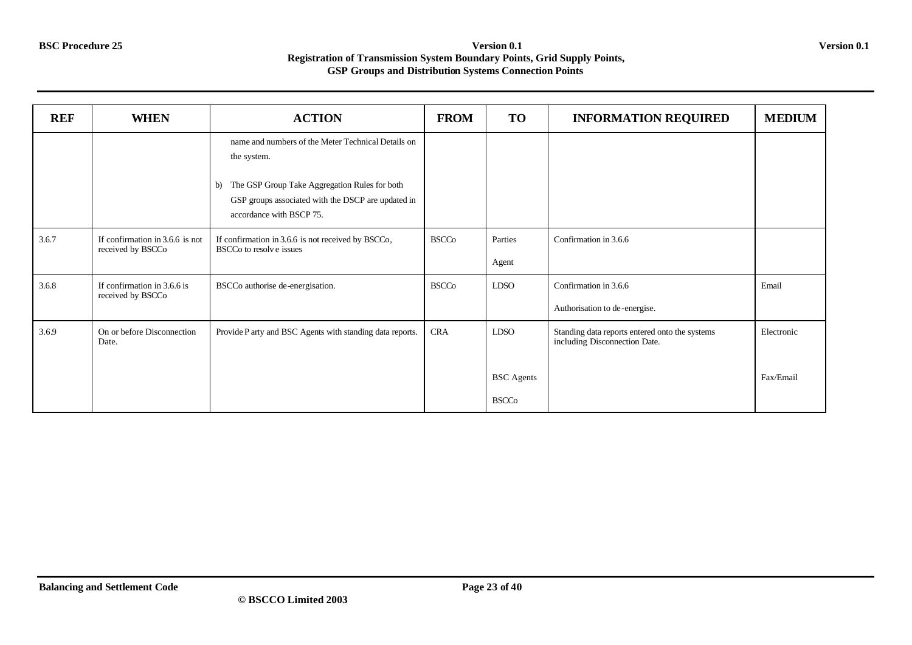| REF | WHEN | ACTION | FROM | TO | INFORMATION REQUIRED | MEDIUM |
|---|---|---|---|---|---|---|
| | | name and numbers of the Meter Technical Details on the system.<br><br>b) The GSP Group Take Aggregation Rules for both GSP groups associated with the DSCP are updated in accordance with BSCP 75. | | | | |
| 3.6.7 | If confirmation in 3.6.6 is not received by BSCCo | If confirmation in 3.6.6 is not received by BSCCo, BSCCo to resolve issues | BSCCo | Parties<br><br>Agent | Confirmation in 3.6.6 | |
| 3.6.8 | If confirmation in 3.6.6 is received by BSCCo | BSCCo authorise de-energisation. | BSCCo | LDSO | Confirmation in 3.6.6<br><br>Authorisation to de-energise. | Email |
| 3.6.9 | On or before Disconnection Date. | Provide Party and BSC Agents with standing data reports. | CRA | LDSO<br><br>BSC Agents<br><br>BSCCo | Standing data reports entered onto the systems including Disconnection Date. | Electronic<br><br>Fax/Email |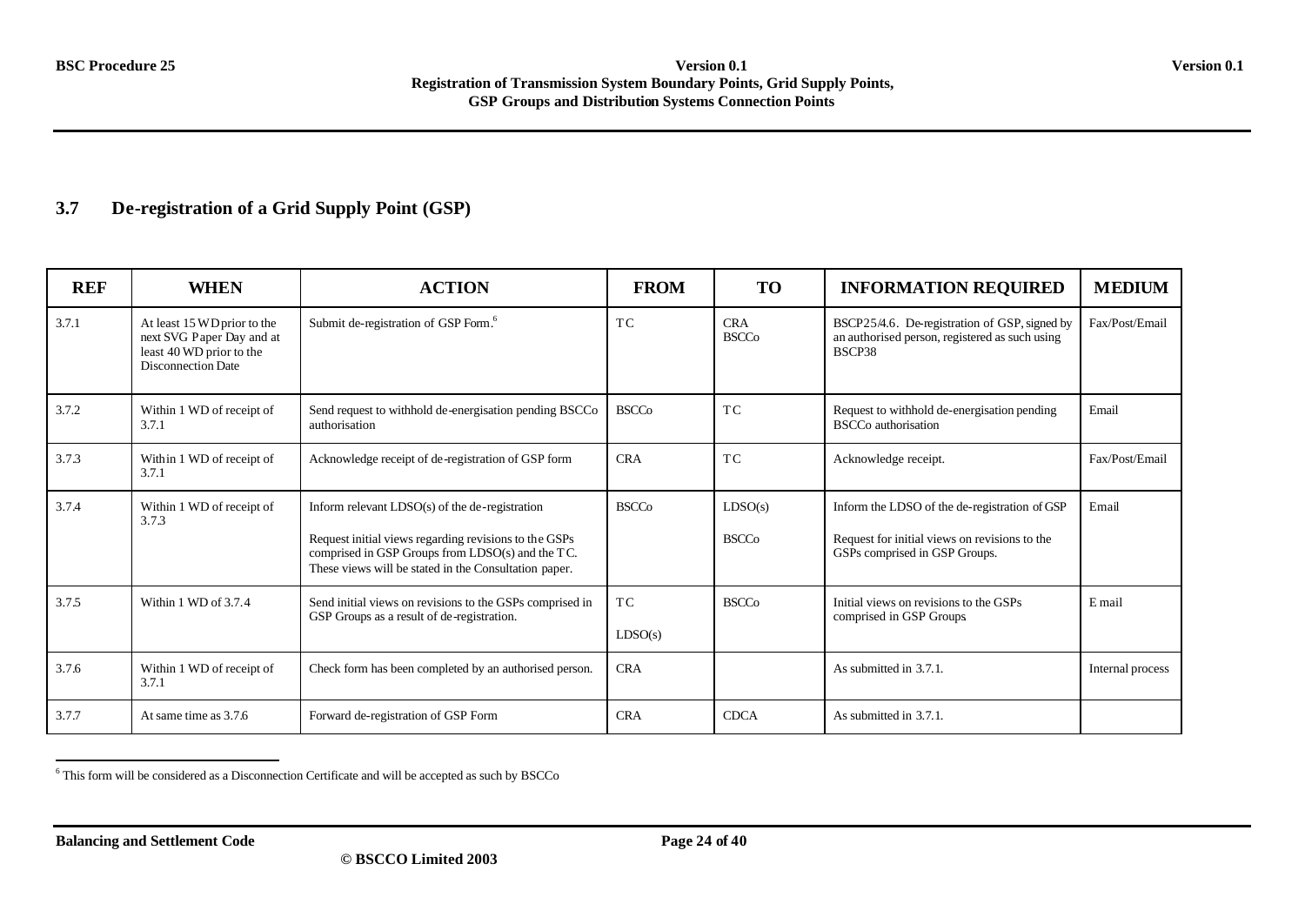## 3.7 De-registration of a Grid Supply Point (GSP)

| REF | WHEN | ACTION | FROM | TO | INFORMATION REQUIRED | MEDIUM |
|---|---|---|---|---|---|---|
| 3.7.1 | At least 15 WD prior to the next SVG Paper Day and at least 40 WD prior to the Disconnection Date | Submit de-registration of GSP Form.[6] | TC | CRA BSCCo | BSCP25/4.6. De-registration of GSP, signed by an authorised person, registered as such using BSCP38 | Fax/Post/Email |
| 3.7.2 | Within 1 WD of receipt of 3.7.1 | Send request to withhold de-energisation pending BSCCo authorisation | BSCCo | TC | Request to withhold de-energisation pending BSCCo authorisation | Email |
| 3.7.3 | Within 1 WD of receipt of 3.7.1 | Acknowledge receipt of de-registration of GSP form | CRA | TC | Acknowledge receipt. | Fax/Post/Email |
| 3.7.4 | Within 1 WD of receipt of 3.7.3 | Inform relevant LDSO(s) of the de-registration<br><br>Request initial views regarding revisions to the GSPs comprised in GSP Groups from LDSO(s) and the TC. These views will be stated in the Consultation paper. | BSCCo | LDSO(s)<br><br>BSCCo | Inform the LDSO of the de-registration of GSP<br><br>Request for initial views on revisions to the GSPs comprised in GSP Groups. | Email |
| 3.7.5 | Within 1 WD of 3.7.4 | Send initial views on revisions to the GSPs comprised in GSP Groups as a result of de-registration. | TC<br><br>LDSO(s) | BSCCo | Initial views on revisions to the GSPs comprised in GSP Groups | E mail |
| 3.7.6 | Within 1 WD of receipt of 3.7.1 | Check form has been completed by an authorised person. | CRA | | As submitted in 3.7.1. | Internal process |
| 3.7.7 | At same time as 3.7.6 | Forward de-registration of GSP Form | CRA | CDCA | As submitted in 3.7.1. | |

[6] This form will be considered as a Disconnection Certificate and will be accepted as such by BSCCo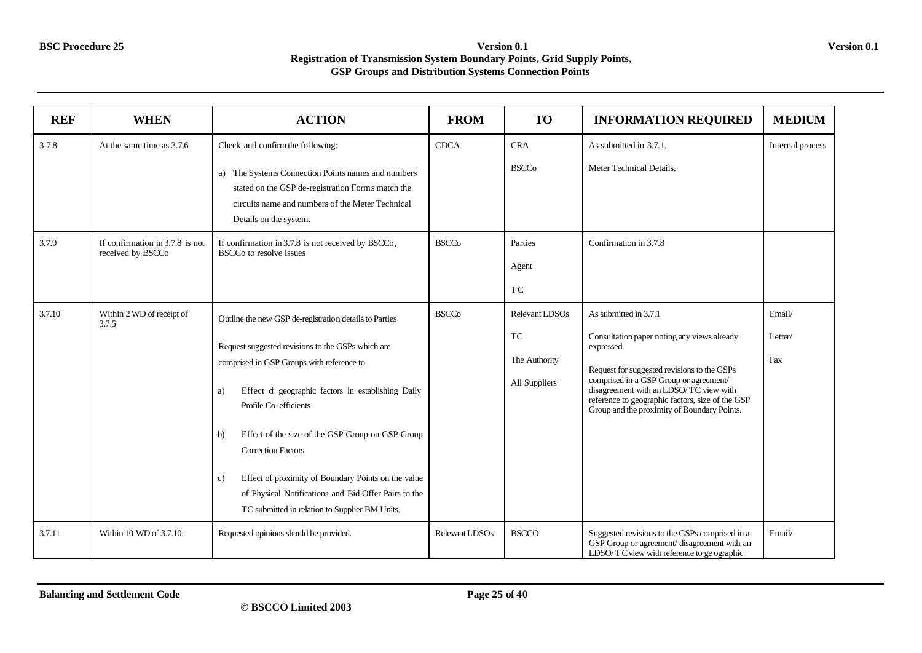| REF | WHEN | ACTION | FROM | TO | INFORMATION REQUIRED | MEDIUM |
|---|---|---|---|---|---|---|
| 3.7.8 | At the same time as 3.7.6 | Check and confirm the following:<br><br>a) The Systems Connection Points names and numbers stated on the GSP de-registration Forms match the circuits name and numbers of the Meter Technical Details on the system. | CDCA | CRA<br><br>BSCCo | As submitted in 3.7.1.<br><br>Meter Technical Details. | Internal process |
| 3.7.9 | If confirmation in 3.7.8 is not received by BSCCo | If confirmation in 3.7.8 is not received by BSCCo, BSCCo to resolve issues | BSCCo | Parties<br><br>Agent<br><br>TC | Confirmation in 3.7.8 | |
| 3.7.10 | Within 2 WD of receipt of 3.7.5 | Outline the new GSP de-registration details to Parties<br><br>Request suggested revisions to the GSPs which are comprised in GSP Groups with reference to<br><br>a) Effect of geographic factors in establishing Daily Profile Co-efficients<br><br>b) Effect of the size of the GSP Group on GSP Group Correction Factors<br><br>c) Effect of proximity of Boundary Points on the value of Physical Notifications and Bid-Offer Pairs to the TC submitted in relation to Supplier BM Units. | BSCCo | Relevant LDSOs<br><br>TC<br><br>The Authority<br><br>All Suppliers | As submitted in 3.7.1<br><br>Consultation paper noting any views already expressed.<br><br>Request for suggested revisions to the GSPs comprised in a GSP Group or agreement/ disagreement with an LDSO/ TC view with reference to geographic factors, size of the GSP Group and the proximity of Boundary Points. | Email/<br><br>Letter/<br><br>Fax |
| 3.7.11 | Within 10 WD of 3.7.10. | Requested opinions should be provided. | Relevant LDSOs | BSCCO | Suggested revisions to the GSPs comprised in a GSP Group or agreement/ disagreement with an LDSO/ TC view with reference to geographic | Email/ |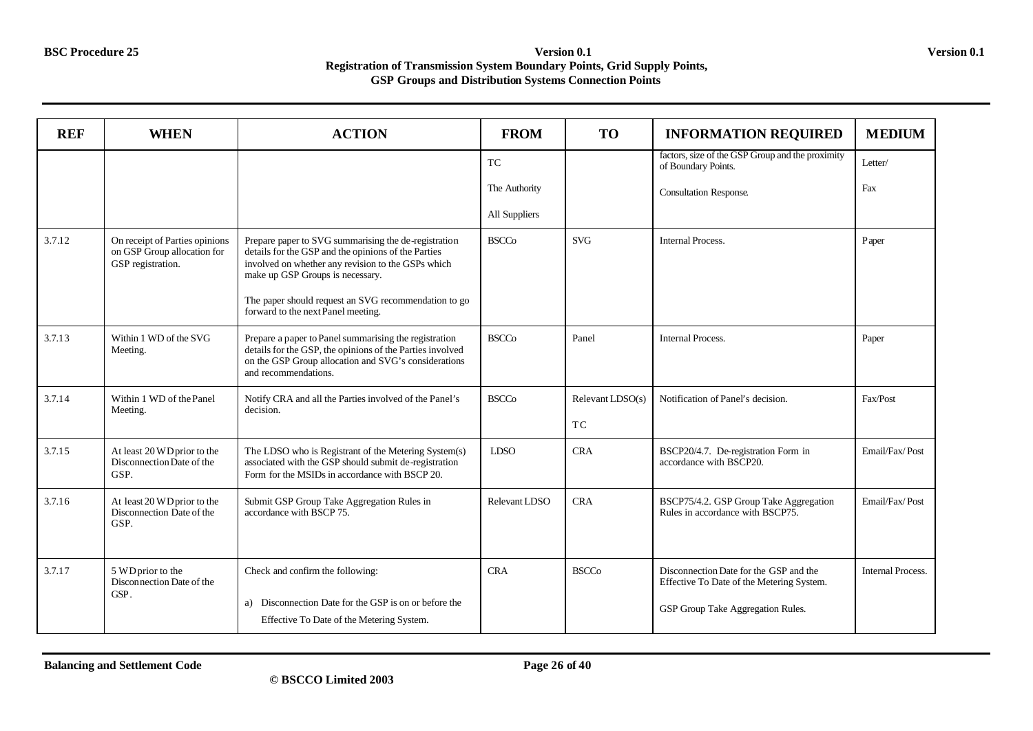| REF | WHEN | ACTION | FROM | TO | INFORMATION REQUIRED | MEDIUM |
|---|---|---|---|---|---|---|
| | | | TC<br><br>The Authority<br><br>All Suppliers | | factors, size of the GSP Group and the proximity of Boundary Points.<br><br>Consultation Response. | Letter/<br><br>Fax |
| 3.7.12 | On receipt of Parties opinions on GSP Group allocation for GSP registration. | Prepare paper to SVG summarising the de-registration details for the GSP and the opinions of the Parties involved on whether any revision to the GSPs which make up GSP Groups is necessary.<br><br>The paper should request an SVG recommendation to go forward to the next Panel meeting. | BSCCo | SVG | Internal Process. | Paper |
| 3.7.13 | Within 1 WD of the SVG Meeting. | Prepare a paper to Panel summarising the registration details for the GSP, the opinions of the Parties involved on the GSP Group allocation and SVG's considerations and recommendations. | BSCCo | Panel | Internal Process. | Paper |
| 3.7.14 | Within 1 WD of the Panel Meeting. | Notify CRA and all the Parties involved of the Panel's decision. | BSCCo | Relevant LDSO(s)<br><br>TC | Notification of Panel's decision. | Fax/Post |
| 3.7.15 | At least 20 WD prior to the Disconnection Date of the GSP. | The LDSO who is Registrant of the Metering System(s) associated with the GSP should submit de-registration Form for the MSIDs in accordance with BSCP 20. | LDSO | CRA | BSCP20/4.7. De-registration Form in accordance with BSCP20. | Email/Fax/Post |
| 3.7.16 | At least 20 WD prior to the Disconnection Date of the GSP. | Submit GSP Group Take Aggregation Rules in accordance with BSCP 75. | Relevant LDSO | CRA | BSCP75/4.2. GSP Group Take Aggregation Rules in accordance with BSCP75. | Email/Fax/Post |
| 3.7.17 | 5 WD prior to the Disconnection Date of the GSP. | Check and confirm the following:<br><br>a) Disconnection Date for the GSP is on or before the Effective To Date of the Metering System. | CRA | BSCCo | Disconnection Date for the GSP and the Effective To Date of the Metering System.<br><br>GSP Group Take Aggregation Rules. | Internal Process. |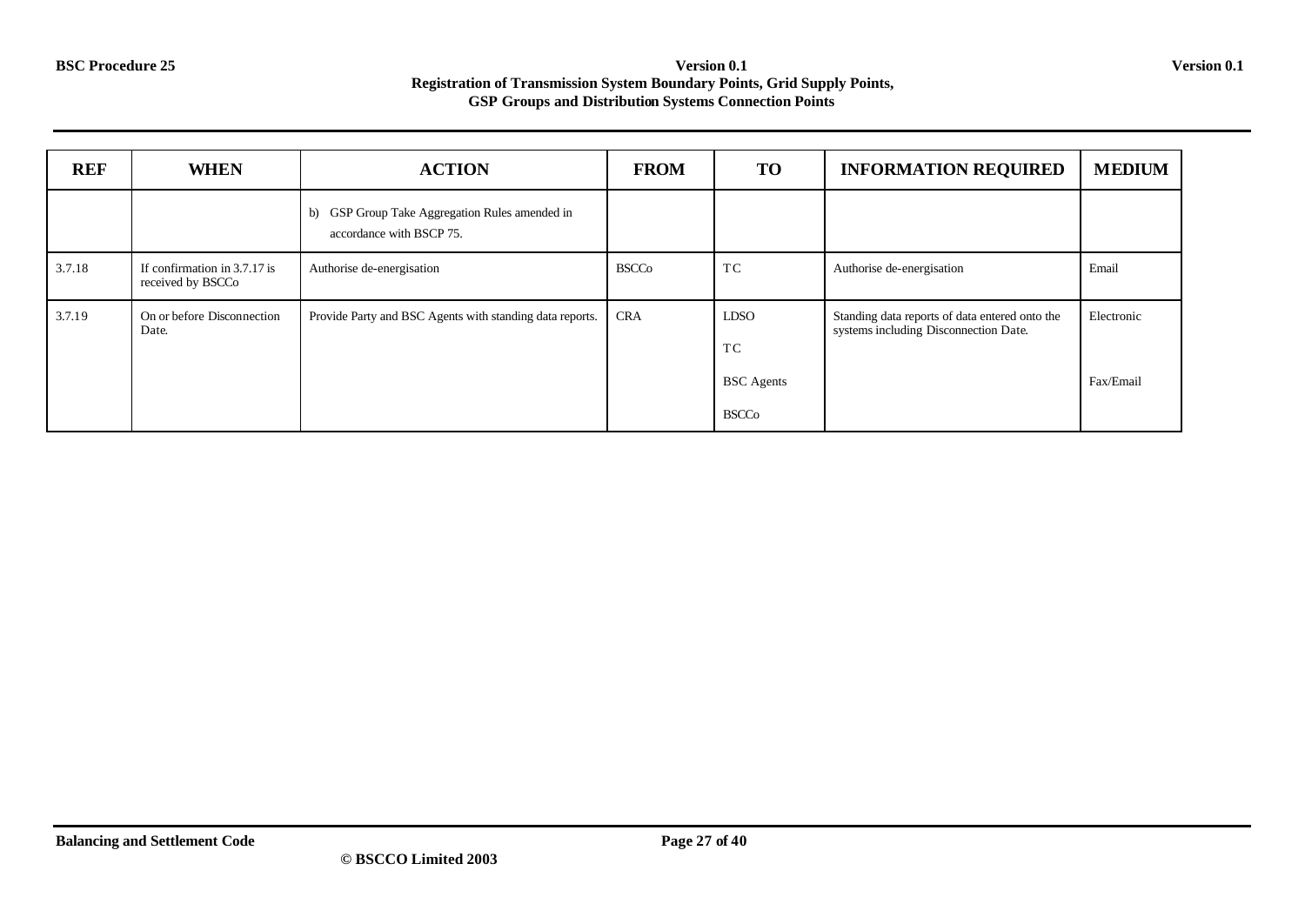| REF | WHEN | ACTION | FROM | TO | INFORMATION REQUIRED | MEDIUM |
|---|---|---|---|---|---|---|
| | | b) GSP Group Take Aggregation Rules amended in accordance with BSCP 75. | | | | |
| 3.7.18 | If confirmation in 3.7.17 is received by BSCCo | Authorise de-energisation | BSCCo | TC | Authorise de-energisation | Email |
| 3.7.19 | On or before Disconnection Date. | Provide Party and BSC Agents with standing data reports. | CRA | LDSO<br>TC<br>BSC Agents<br>BSCCo | Standing data reports of data entered onto the systems including Disconnection Date. | Electronic<br><br>Fax/Email |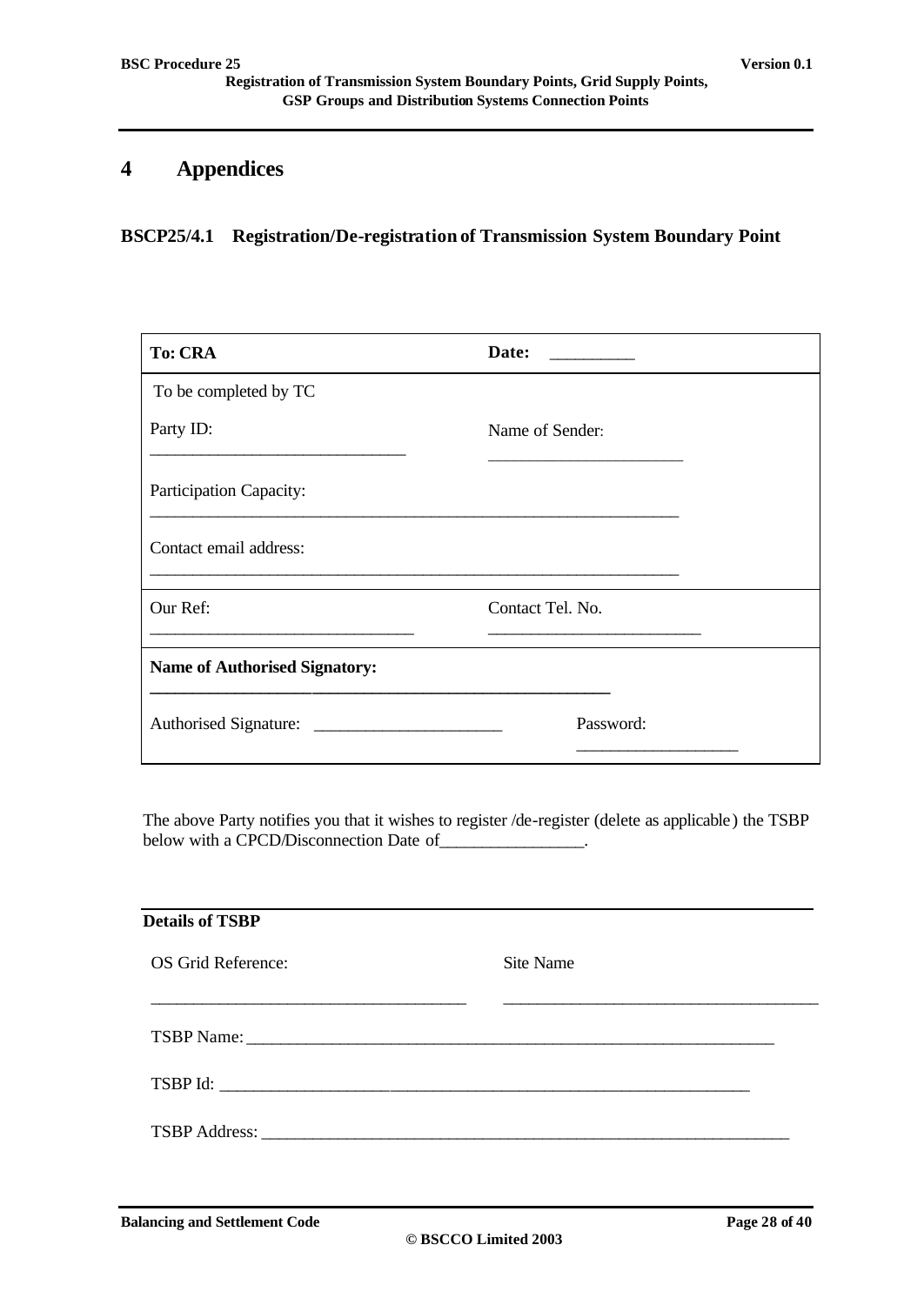# 4 Appendices

## BSCP25/4.1 Registration/De-registration of Transmission System Boundary Point

| **To: CRA** | **Date:** __________ |
|---|---|
| To be completed by TC | |
| Party ID: ______________________________ | Name of Sender: ______________________ |
| Participation Capacity: ______________________________________________________________ | |
| Contact email address: ______________________________________________________________ | |
| Our Ref: ______________________________ | Contact Tel. No. ________________________ |
| **Name of Authorised Signatory:** ______________________________________________________ | |
| Authorised Signature: ______________________ | Password: __________________ |

The above Party notifies you that it wishes to register /de-register (delete as applicable) the TSBP below with a CPCD/Disconnection Date of________________.

**Details of TSBP**

| OS Grid Reference: | Site Name |
|---|---|
| ____________________________________ | ____________________________________ |

TSBP Name: _______________________________________________________________

TSBP Id: _________________________________________________________________

TSBP Address: _____________________________________________________________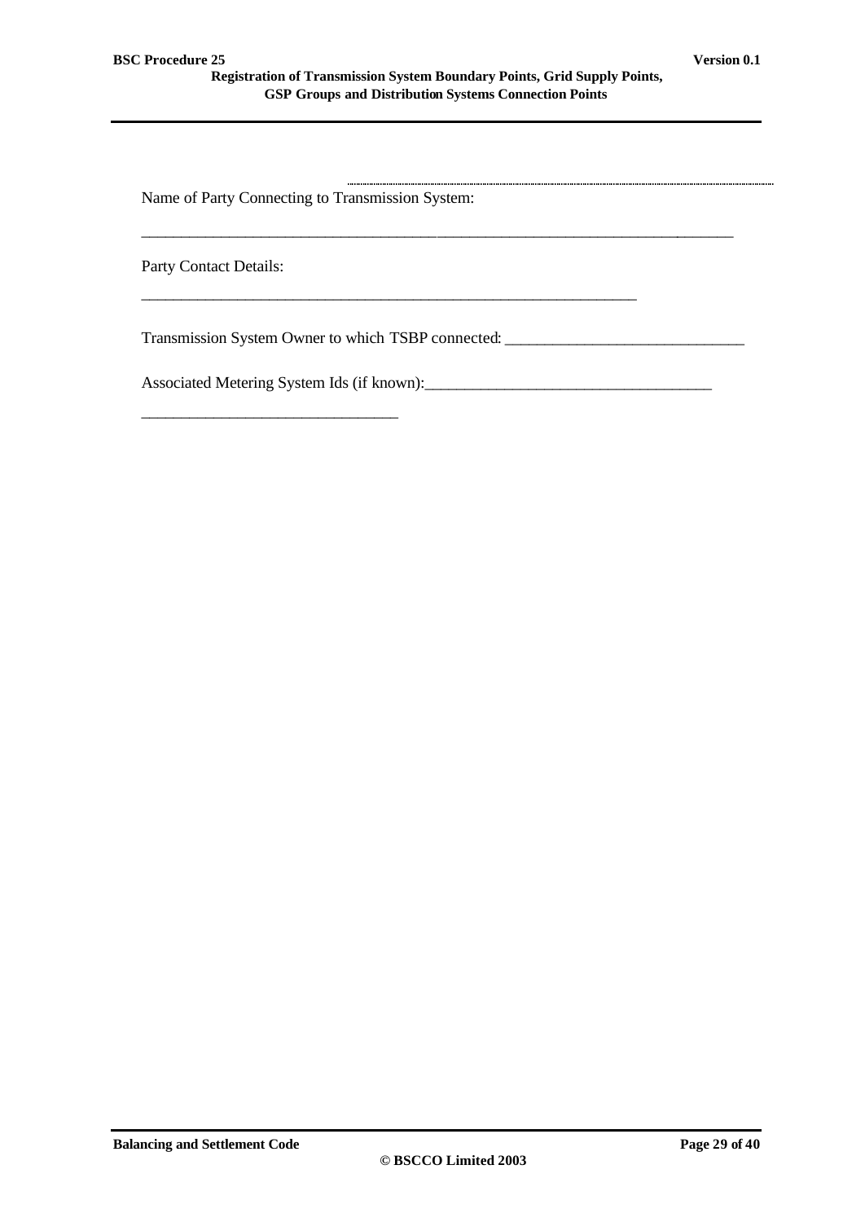Name of Party Connecting to Transmission System:

______________________________________________________________________________

Party Contact Details:

_________________________________________________________________

Transmission System Owner to which TSBP connected: _______________________________

Associated Metering System Ids (if known):_____________________________________

_________________________________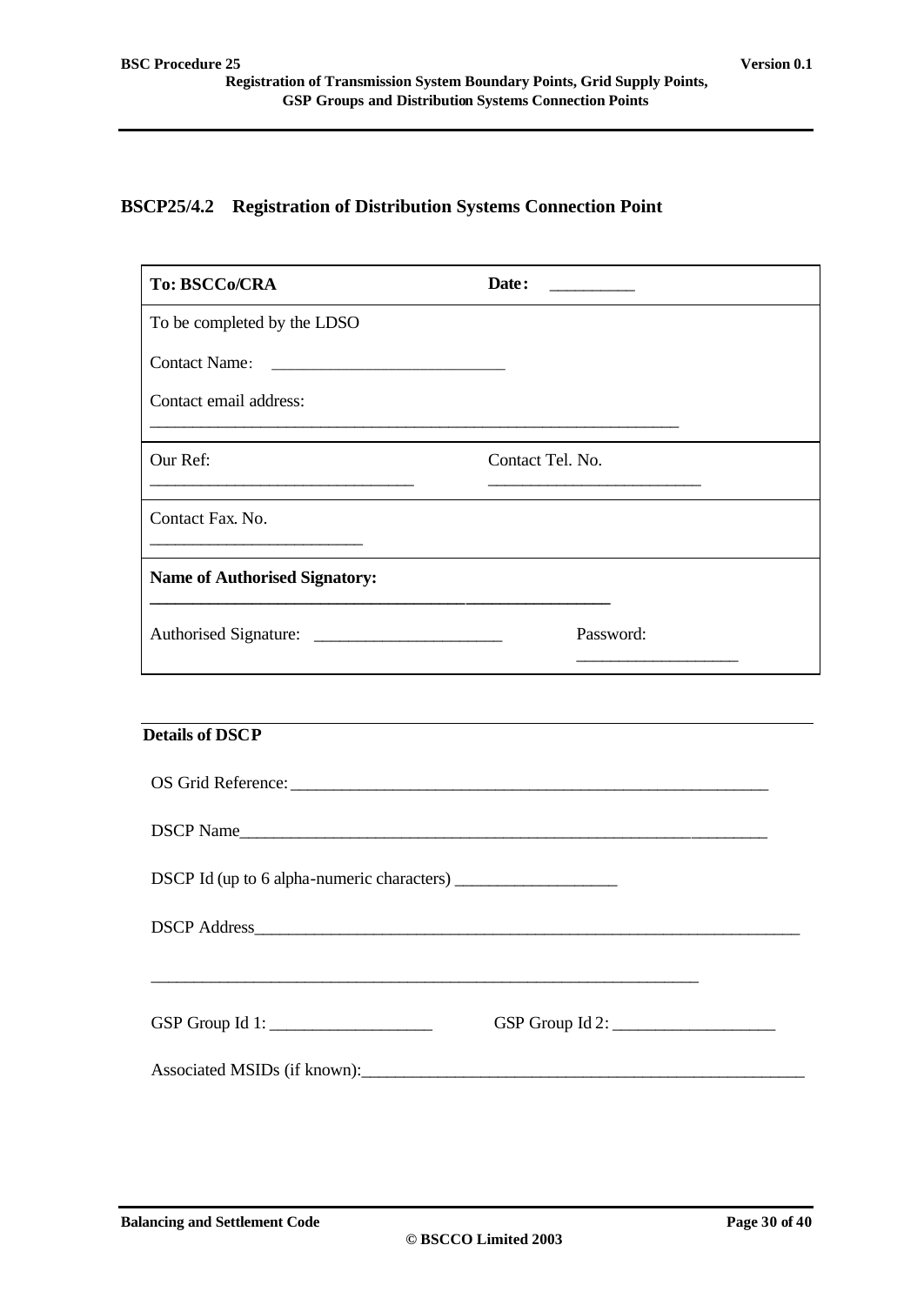## BSCP25/4.2 Registration of Distribution Systems Connection Point

| **To: BSCCo/CRA** | **Date:** __________ |
|---|---|
| To be completed by the LDSO<br><br>Contact Name: ___________________________<br><br>Contact email address:<br>_______________________________________________________________ | |
| Our Ref:<br>_______________________________ | Contact Tel. No.<br>_________________________ |
| Contact Fax. No.<br>_________________________ | |
| **Name of Authorised Signatory:**<br>_______________________________________________________ | |
| Authorised Signature: ______________________ | Password:<br>___________________ |

**Details of DSCP**

OS Grid Reference: _________________________________________________________

DSCP Name_______________________________________________________________

DSCP Id (up to 6 alpha-numeric characters) ___________________

DSCP Address________________________________________________________________

_________________________________________________________________

GSP Group Id 1: ___________________ GSP Group Id 2: ___________________

Associated MSIDs (if known):______________________________________________________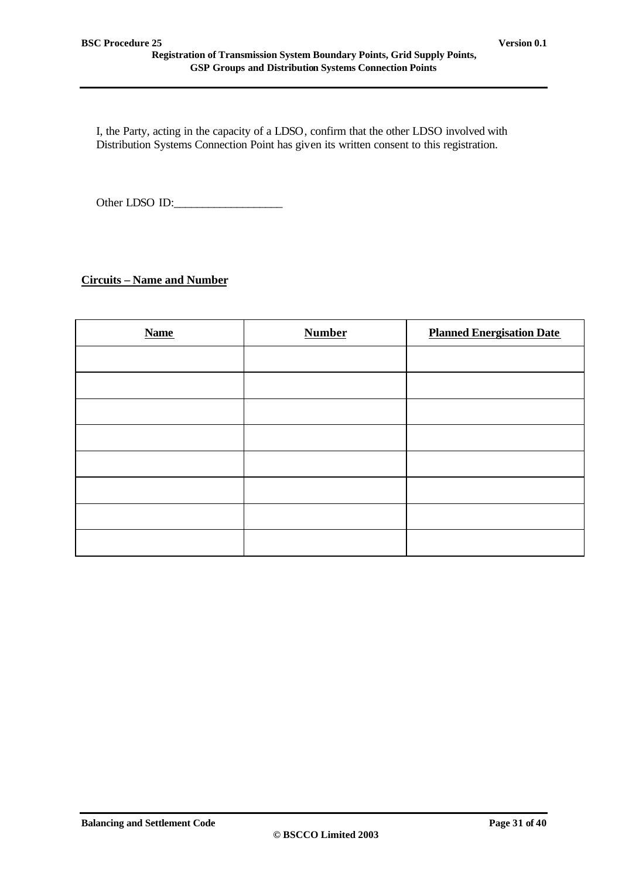I, the Party, acting in the capacity of a LDSO, confirm that the other LDSO involved with Distribution Systems Connection Point has given its written consent to this registration.

Other LDSO ID:__________________

**Circuits – Name and Number**

| Name | Number | Planned Energisation Date |
|---|---|---|
| | | |
| | | |
| | | |
| | | |
| | | |
| | | |
| | | |
| | | |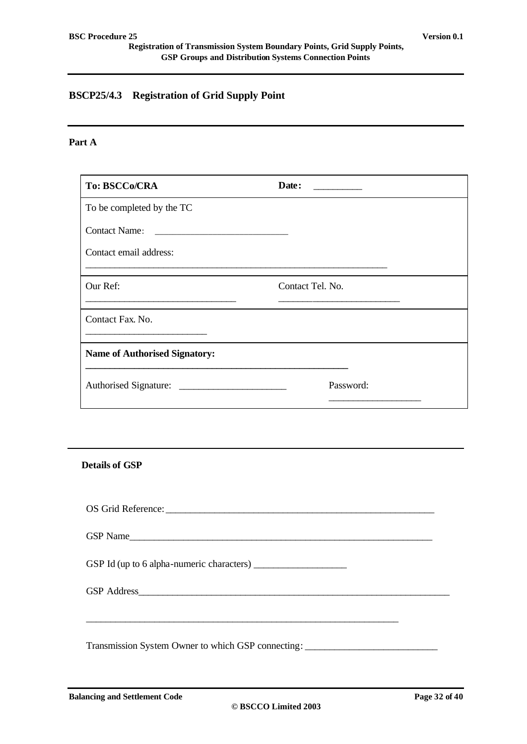## BSCP25/4.3 Registration of Grid Supply Point

**Part A**

| **To: BSCCo/CRA** | **Date:** __________ |
|---|---|
| To be completed by the TC<br><br>Contact Name: ____________________________<br><br>Contact email address:<br>________________________________________________________________ | |
| Our Ref:<br>________________________________ | Contact Tel. No.<br>__________________________ |
| Contact Fax. No.<br>_________________________ | |
| **Name of Authorised Signatory:**<br>________________________________________________________ | |
| Authorised Signature: _______________________ | Password:<br>___________________ |

**Details of GSP**

OS Grid Reference: ________________________________________________________

GSP Name_______________________________________________________________

GSP Id (up to 6 alpha-numeric characters) ___________________

GSP Address_______________________________________________________________

____________________________________________________________________

Transmission System Owner to which GSP connecting: ___________________________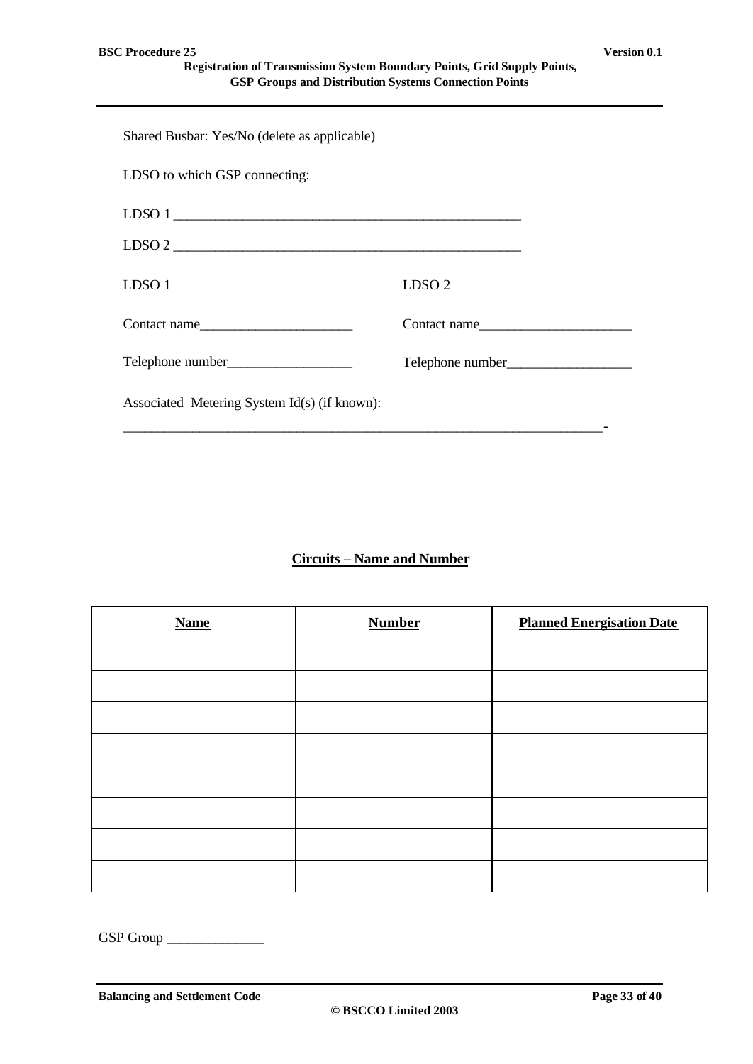Shared Busbar: Yes/No (delete as applicable)

LDSO to which GSP connecting:

LDSO 1 ___________________________________________________

LDSO 2 ___________________________________________________

| LDSO 1 | LDSO 2 |
|---|---|
| Contact name______________________ | Contact name______________________ |
| Telephone number__________________ | Telephone number__________________ |

Associated Metering System Id(s) (if known):

_______________________________________________________________________-

**Circuits – Name and Number**

| **Name** | **Number** | **Planned Energisation Date** |
|---|---|---|
| | | |
| | | |
| | | |
| | | |
| | | |
| | | |
| | | |
| | | |

GSP Group ______________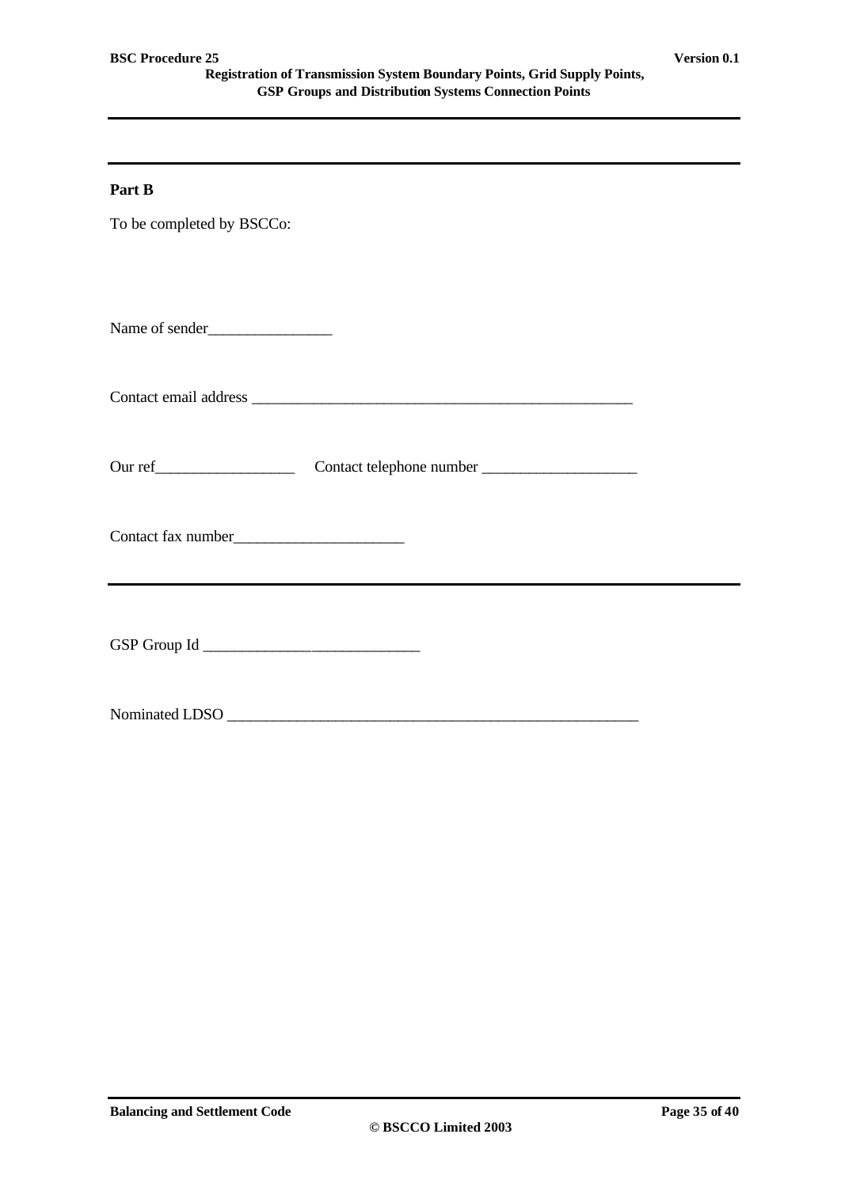---

**Part B**

To be completed by BSCCo:

Name of sender________________

Contact email address __________________________________________________

Our ref__________________ Contact telephone number ____________________

Contact fax number______________________

---

GSP Group Id ____________________________

Nominated LDSO _____________________________________________________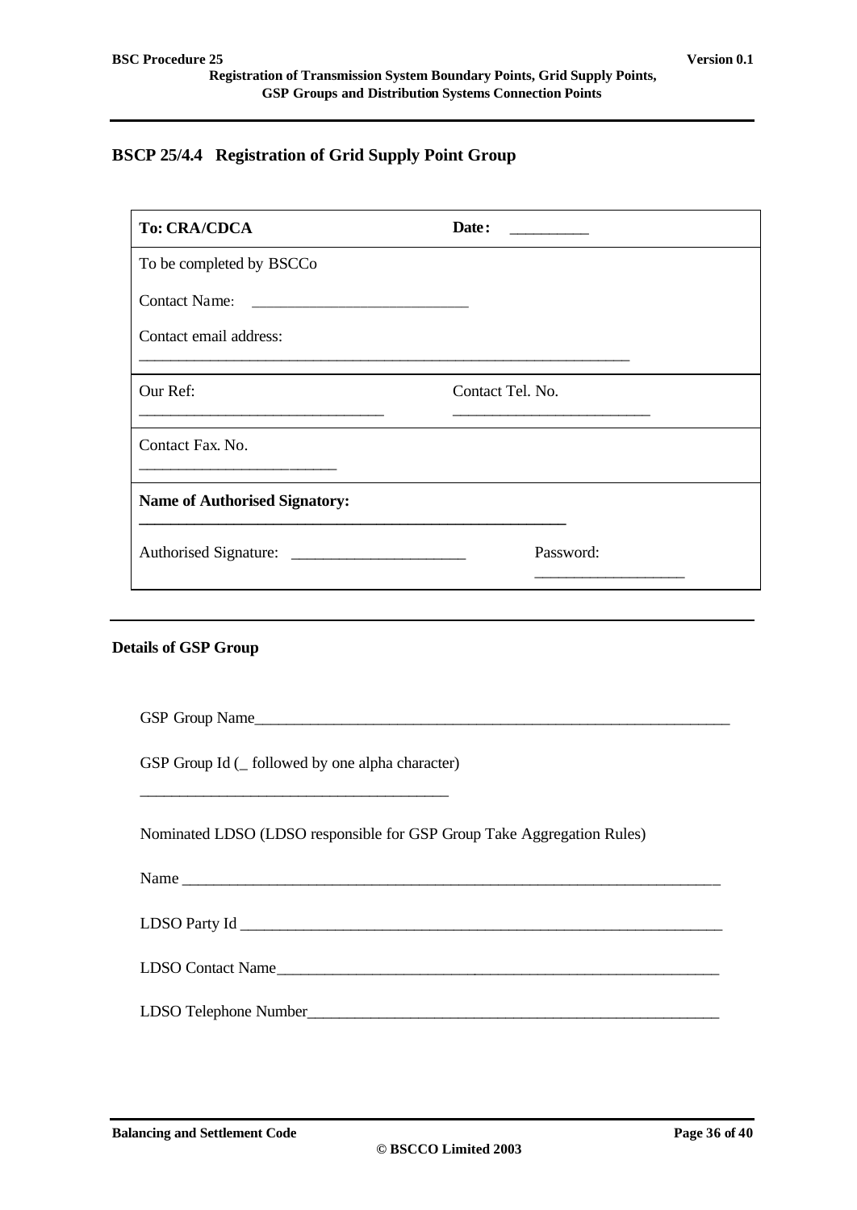## BSCP 25/4.4 Registration of Grid Supply Point Group

| **To: CRA/CDCA** | **Date:** __________ |
|---|---|
| To be completed by BSCCo<br><br>Contact Name: ___________________________<br><br>Contact email address:<br>_________________________________________________________________ | |
| Our Ref:<br>_______________________________ | Contact Tel. No.<br>_________________________ |
| Contact Fax. No.<br>_________________________ | |
| **Name of Authorised Signatory:**<br>**_______________________________________________________** | |
| Authorised Signature: ______________________ | Password:<br>___________________ |

**Details of GSP Group**

GSP Group Name_____________________________________________________________

GSP Group Id (_ followed by one alpha character)

_______________________________________

Nominated LDSO (LDSO responsible for GSP Group Take Aggregation Rules)

Name _____________________________________________________________________

LDSO Party Id _______________________________________________________________

LDSO Contact Name________________________________________________________

LDSO Telephone Number_____________________________________________________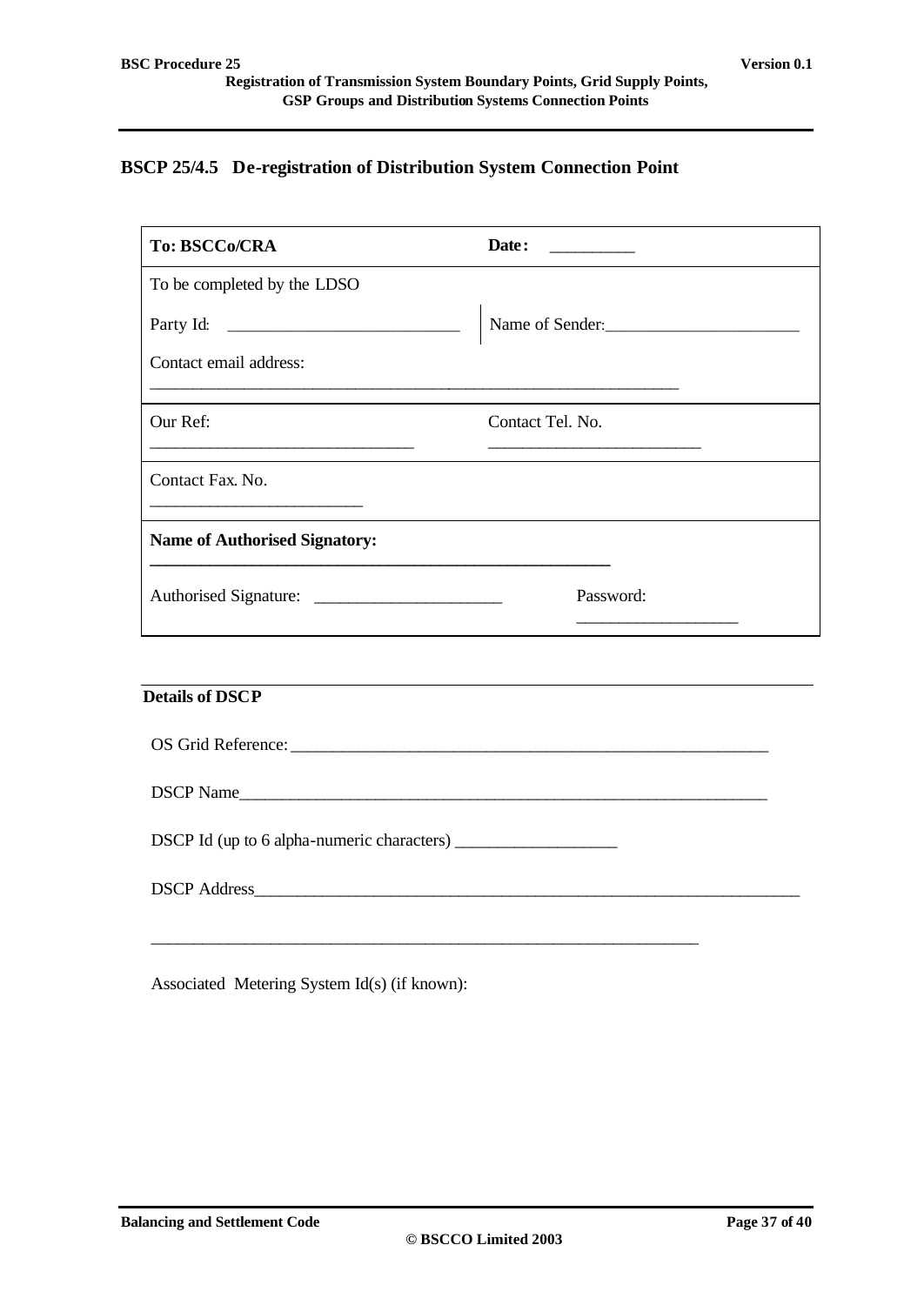## BSCP 25/4.5 De-registration of Distribution System Connection Point

| **To: BSCCo/CRA** | **Date:** __________ |
|---|---|
| To be completed by the LDSO | |
| Party Id: ___________________________ | Name of Sender:_______________________ |
| Contact email address: ____________________________________________________________ | |
| Our Ref: ______________________________ | Contact Tel. No. _________________________ |
| Contact Fax. No. ________________________ | |
| **Name of Authorised Signatory:** ______________________________________________________ | |
| Authorised Signature: ______________________ | Password: ___________________ |

**Details of DSCP**

OS Grid Reference: __________________________________________________________

DSCP Name_______________________________________________________________

DSCP Id (up to 6 alpha-numeric characters) ___________________

DSCP Address_______________________________________________________________

________________________________________________________________

Associated Metering System Id(s) (if known):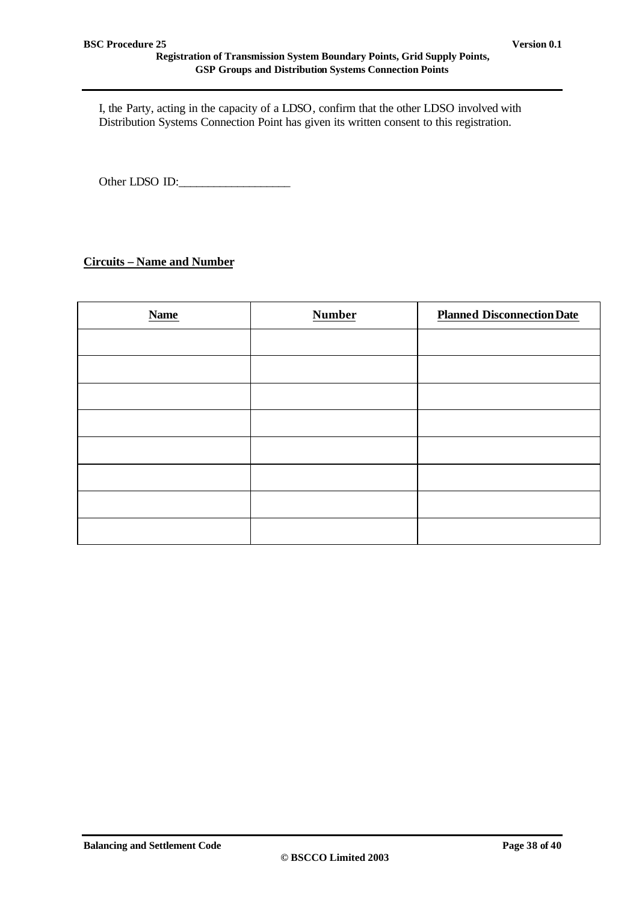I, the Party, acting in the capacity of a LDSO, confirm that the other LDSO involved with Distribution Systems Connection Point has given its written consent to this registration.

Other LDSO ID:___________________

**Circuits – Name and Number**

| Name | Number | Planned Disconnection Date |
|---|---|---|
| | | |
| | | |
| | | |
| | | |
| | | |
| | | |
| | | |
| | | |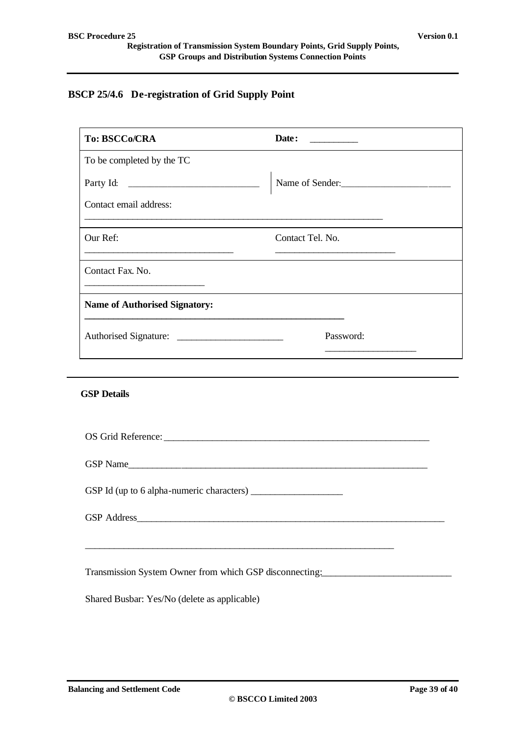## BSCP 25/4.6 De-registration of Grid Supply Point

| To: BSCCo/CRA | Date: __________ |
|---|---|
| To be completed by the TC | |
| Party Id: ___________________________ | Name of Sender: _______________________ |
| Contact email address: _________________________________________________________________ | |
| Our Ref: ______________________________ | Contact Tel. No. _________________________ |
| Contact Fax. No. ________________________ | |
| **Name of Authorised Signatory:** ______________________________________________________ | |
| Authorised Signature: ______________________ | Password: ___________________ |

**GSP Details**

OS Grid Reference: ________________________________________________________

GSP Name_______________________________________________________________

GSP Id (up to 6 alpha-numeric characters) ___________________

GSP Address______________________________________________________________

_________________________________________________________________

Transmission System Owner from which GSP disconnecting:___________________________

Shared Busbar: Yes/No (delete as applicable)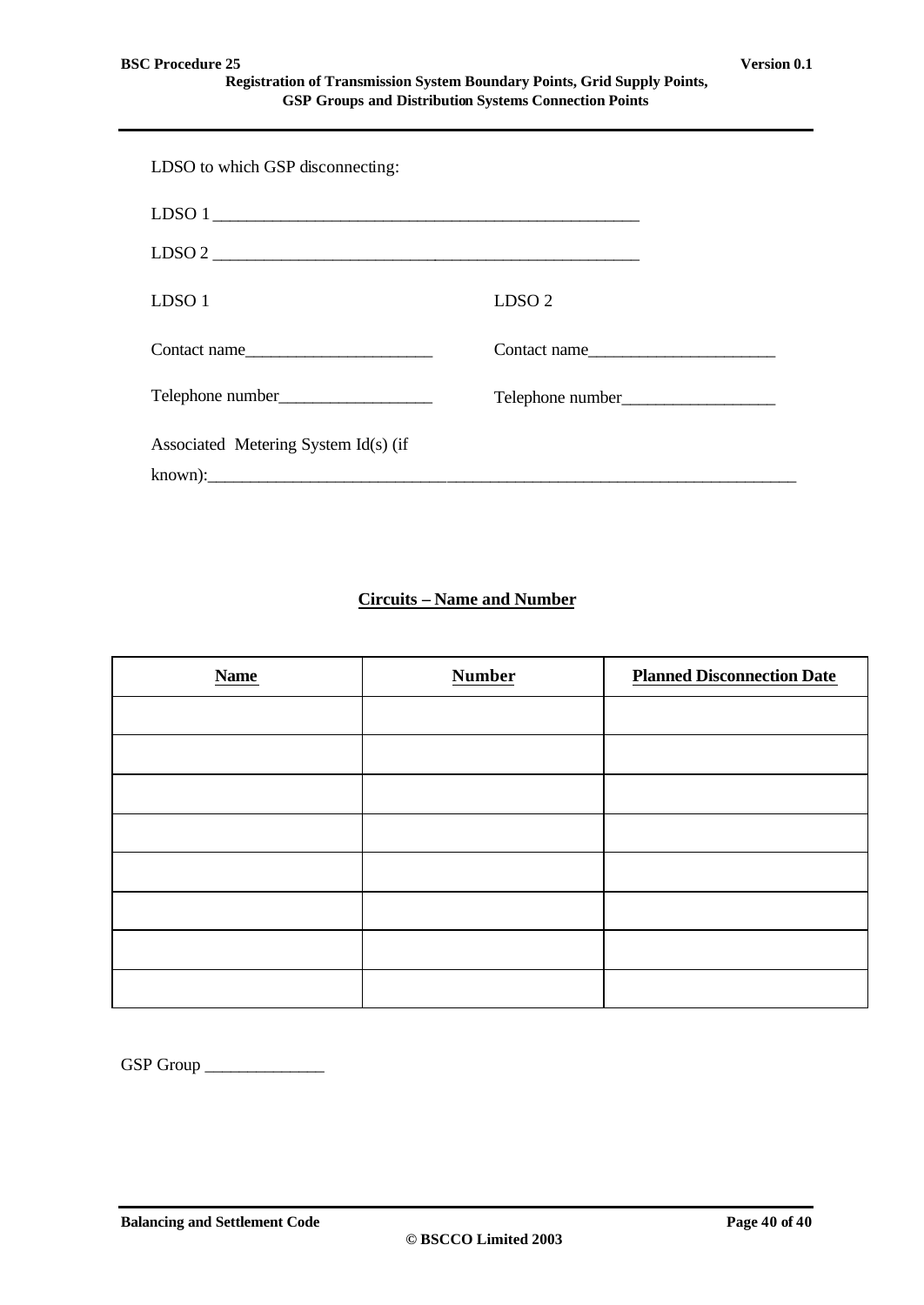LDSO to which GSP disconnecting:

LDSO 1 ___________________________________________________

LDSO 2 ___________________________________________________

LDSO 1 LDSO 2

Contact name______________________ Contact name______________________

Telephone number__________________ Telephone number__________________

Associated Metering System Id(s) (if known):_____________________________________________________________________

**Circuits – Name and Number**

| **Name** | **Number** | **Planned Disconnection Date** |
|---|---|---|
| | | |
| | | |
| | | |
| | | |
| | | |
| | | |
| | | |
| | | |

GSP Group ______________